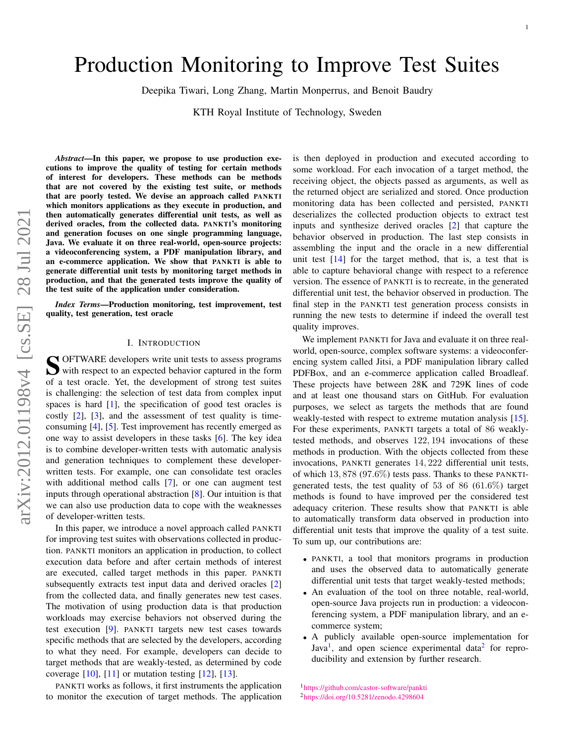# Production Monitoring to Improve Test Suites

Deepika Tiwari, Long Zhang, Martin Monperrus, and Benoit Baudry

KTH Royal Institute of Technology, Sweden

***Abstract*—In this paper, we propose to use production executions to improve the quality of testing for certain methods of interest for developers. These methods can be methods that are not covered by the existing test suite, or methods that are poorly tested. We devise an approach called PANKTI which monitors applications as they execute in production, and then automatically generates differential unit tests, as well as derived oracles, from the collected data. PANKTI's monitoring and generation focuses on one single programming language, Java. We evaluate it on three real-world, open-source projects: a videoconferencing system, a PDF manipulation library, and an e-commerce application. We show that PANKTI is able to generate differential unit tests by monitoring target methods in production, and that the generated tests improve the quality of the test suite of the application under consideration.**

***Index Terms*—Production monitoring, test improvement, test quality, test generation, test oracle**

## I. Introduction

Software developers write unit tests to assess programs with respect to an expected behavior captured in the form of a test oracle. Yet, the development of strong test suites is challenging: the selection of test data from complex input spaces is hard [1], the specification of good test oracles is costly [2], [3], and the assessment of test quality is time-consuming [4], [5]. Test improvement has recently emerged as one way to assist developers in these tasks [6]. The key idea is to combine developer-written tests with automatic analysis and generation techniques to complement these developer-written tests. For example, one can consolidate test oracles with additional method calls [7], or one can augment test inputs through operational abstraction [8]. Our intuition is that we can also use production data to cope with the weaknesses of developer-written tests.

In this paper, we introduce a novel approach called PANKTI for improving test suites with observations collected in production. PANKTI monitors an application in production, to collect execution data before and after certain methods of interest are executed, called target methods in this paper. PANKTI subsequently extracts test input data and derived oracles [2] from the collected data, and finally generates new test cases. The motivation of using production data is that production workloads may exercise behaviors not observed during the test execution [9]. PANKTI targets new test cases towards specific methods that are selected by the developers, according to what they need. For example, developers can decide to target methods that are weakly-tested, as determined by code coverage [10], [11] or mutation testing [12], [13].

PANKTI works as follows, it first instruments the application to monitor the execution of target methods. The application is then deployed in production and executed according to some workload. For each invocation of a target method, the receiving object, the objects passed as arguments, as well as the returned object are serialized and stored. Once production monitoring data has been collected and persisted, PANKTI deserializes the collected production objects to extract test inputs and synthesize derived oracles [2] that capture the behavior observed in production. The last step consists in assembling the input and the oracle in a new differential unit test [14] for the target method, that is, a test that is able to capture behavioral change with respect to a reference version. The essence of PANKTI is to recreate, in the generated differential unit test, the behavior observed in production. The final step in the PANKTI test generation process consists in running the new tests to determine if indeed the overall test quality improves.

We implement PANKTI for Java and evaluate it on three real-world, open-source, complex software systems: a videoconferencing system called Jitsi, a PDF manipulation library called PDFBox, and an e-commerce application called Broadleaf. These projects have between 28K and 729K lines of code and at least one thousand stars on GitHub. For evaluation purposes, we select as targets the methods that are found weakly-tested with respect to extreme mutation analysis [15]. For these experiments, PANKTI targets a total of 86 weakly-tested methods, and observes $122,194$ invocations of these methods in production. With the objects collected from these invocations, PANKTI generates $14,222$ differential unit tests, of which $13,878$ ($97.6\%$) tests pass. Thanks to these PANKTI-generated tests, the test quality of 53 of 86 ($61.6\%$) target methods is found to have improved per the considered test adequacy criterion. These results show that PANKTI is able to automatically transform data observed in production into differential unit tests that improve the quality of a test suite. To sum up, our contributions are:

- PANKTI, a tool that monitors programs in production and uses the observed data to automatically generate differential unit tests that target weakly-tested methods;
- An evaluation of the tool on three notable, real-world, open-source Java projects run in production: a videoconferencing system, a PDF manipulation library, and an e-commerce system;
- A publicly available open-source implementation for Java[1], and open science experimental data[2] for reproducibility and extension by further research.

[1] https://github.com/castor-software/pankti
[2] https://doi.org/10.5281/zenodo.4298604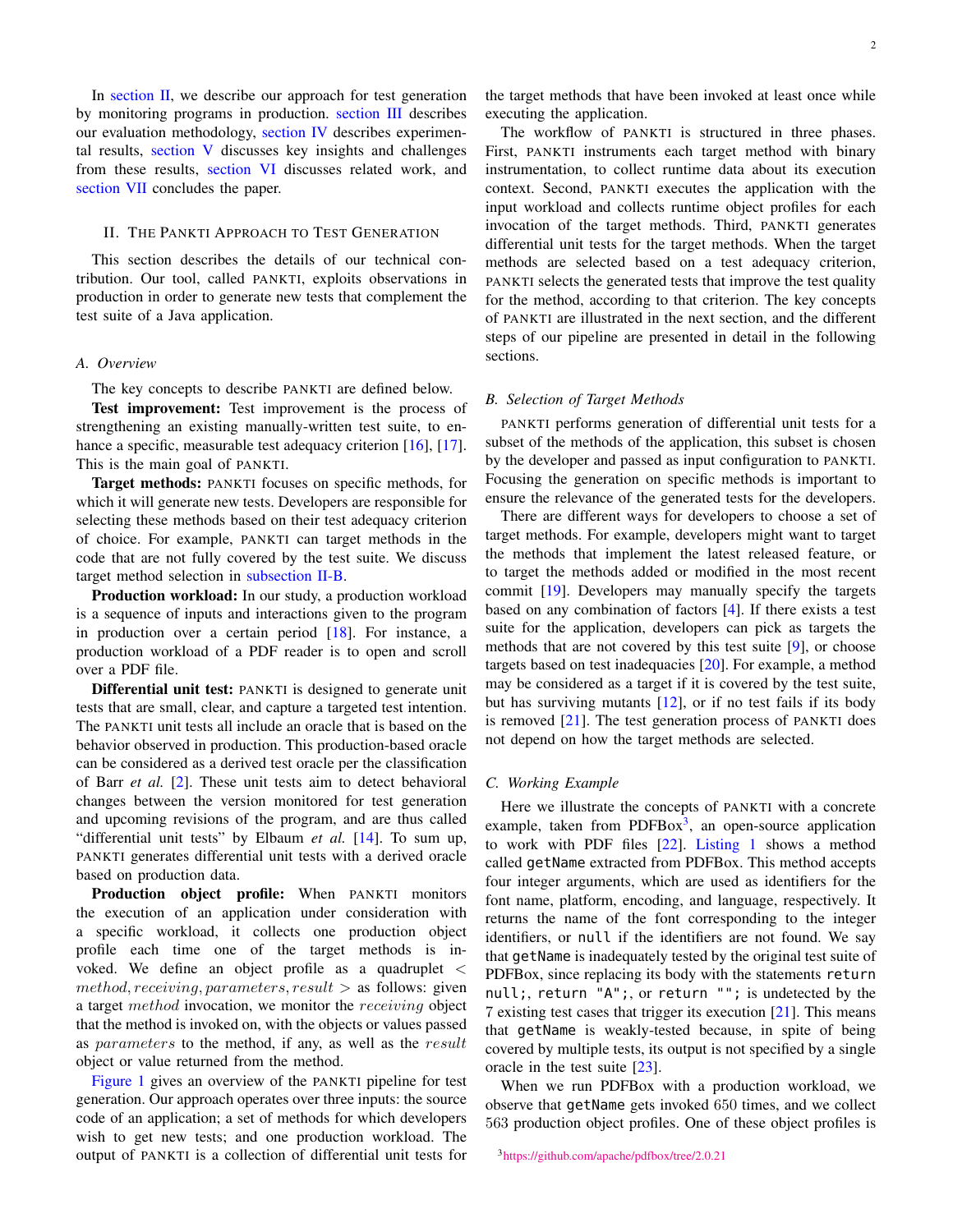In section II, we describe our approach for test generation by monitoring programs in production. section III describes our evaluation methodology, section IV describes experimental results, section V discusses key insights and challenges from these results, section VI discusses related work, and section VII concludes the paper.

## II. The PANKTI Approach to Test Generation

This section describes the details of our technical contribution. Our tool, called PANKTI, exploits observations in production in order to generate new tests that complement the test suite of a Java application.

### A. Overview

The key concepts to describe PANKTI are defined below.

**Test improvement:** Test improvement is the process of strengthening an existing manually-written test suite, to enhance a specific, measurable test adequacy criterion [16], [17]. This is the main goal of PANKTI.

**Target methods:** PANKTI focuses on specific methods, for which it will generate new tests. Developers are responsible for selecting these methods based on their test adequacy criterion of choice. For example, PANKTI can target methods in the code that are not fully covered by the test suite. We discuss target method selection in subsection II-B.

**Production workload:** In our study, a production workload is a sequence of inputs and interactions given to the program in production over a certain period [18]. For instance, a production workload of a PDF reader is to open and scroll over a PDF file.

**Differential unit test:** PANKTI is designed to generate unit tests that are small, clear, and capture a targeted test intention. The PANKTI unit tests all include an oracle that is based on the behavior observed in production. This production-based oracle can be considered as a derived test oracle per the classification of Barr *et al.* [2]. These unit tests aim to detect behavioral changes between the version monitored for test generation and upcoming revisions of the program, and are thus called "differential unit tests" by Elbaum *et al.* [14]. To sum up, PANKTI generates differential unit tests with a derived oracle based on production data.

**Production object profile:** When PANKTI monitors the execution of an application under consideration with a specific workload, it collects one production object profile each time one of the target methods is invoked. We define an object profile as a quadruplet $< method, receiving, parameters, result >$ as follows: given a target $method$ invocation, we monitor the $receiving$ object that the method is invoked on, with the objects or values passed as $parameters$ to the method, if any, as well as the $result$ object or value returned from the method.

Figure 1 gives an overview of the PANKTI pipeline for test generation. Our approach operates over three inputs: the source code of an application; a set of methods for which developers wish to get new tests; and one production workload. The output of PANKTI is a collection of differential unit tests for the target methods that have been invoked at least once while executing the application.

The workflow of PANKTI is structured in three phases. First, PANKTI instruments each target method with binary instrumentation, to collect runtime data about its execution context. Second, PANKTI executes the application with the input workload and collects runtime object profiles for each invocation of the target methods. Third, PANKTI generates differential unit tests for the target methods. When the target methods are selected based on a test adequacy criterion, PANKTI selects the generated tests that improve the test quality for the method, according to that criterion. The key concepts of PANKTI are illustrated in the next section, and the different steps of our pipeline are presented in detail in the following sections.

### B. Selection of Target Methods

PANKTI performs generation of differential unit tests for a subset of the methods of the application, this subset is chosen by the developer and passed as input configuration to PANKTI. Focusing the generation on specific methods is important to ensure the relevance of the generated tests for the developers.

There are different ways for developers to choose a set of target methods. For example, developers might want to target the methods that implement the latest released feature, or to target the methods added or modified in the most recent commit [19]. Developers may manually specify the targets based on any combination of factors [4]. If there exists a test suite for the application, developers can pick as targets the methods that are not covered by this test suite [9], or choose targets based on test inadequacies [20]. For example, a method may be considered as a target if it is covered by the test suite, but has surviving mutants [12], or if no test fails if its body is removed [21]. The test generation process of PANKTI does not depend on how the target methods are selected.

### C. Working Example

Here we illustrate the concepts of PANKTI with a concrete example, taken from PDFBox[3], an open-source application to work with PDF files [22]. Listing 1 shows a method called `getName` extracted from PDFBox. This method accepts four integer arguments, which are used as identifiers for the font name, platform, encoding, and language, respectively. It returns the name of the font corresponding to the integer identifiers, or `null` if the identifiers are not found. We say that `getName` is inadequately tested by the original test suite of PDFBox, since replacing its body with the statements `return null;`, `return "A";`, or `return "";` is undetected by the 7 existing test cases that trigger its execution [21]. This means that `getName` is weakly-tested because, in spite of being covered by multiple tests, its output is not specified by a single oracle in the test suite [23].

When we run PDFBox with a production workload, we observe that `getName` gets invoked 650 times, and we collect 563 production object profiles. One of these object profiles is

[3] https://github.com/apache/pdfbox/tree/2.0.21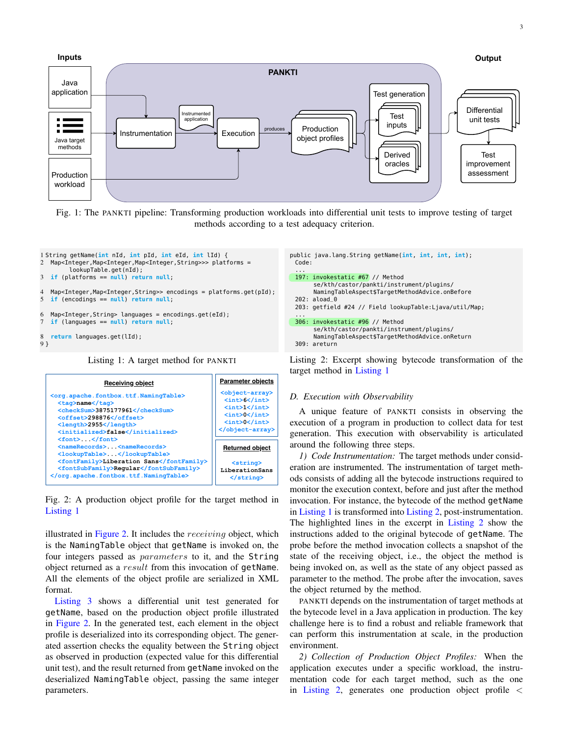Fig. 1: The PANKTI pipeline: Transforming production workloads into differential unit tests to improve testing of target methods according to a test adequacy criterion.

```
1 String getName(int nId, int pId, int eId, int lId) {
2   Map<Integer,Map<Integer,Map<Integer,String>>> platforms =
        lookupTable.get(nId);
3   if (platforms == null) return null;

4   Map<Integer,Map<Integer,String>> encodings = platforms.get(pId);
5   if (encodings == null) return null;

6   Map<Integer,String> languages = encodings.get(eId);
7   if (languages == null) return null;

8   return languages.get(lId);
9 }
```

Listing 1: A target method for PANKTI

```
public java.lang.String getName(int, int, int, int);
  Code:
  ...
  197: invokestatic #67 // Method
       se/kth/castor/pankti/instrument/plugins/
       NamingTableAspect$TargetMethodAdvice.onBefore
  202: aload_0
  203: getfield #24 // Field lookupTable:Ljava/util/Map;
  ...
  306: invokestatic #96 // Method
       se/kth/castor/pankti/instrument/plugins/
       NamingTableAspect$TargetMethodAdvice.onReturn
  309: areturn
```

Listing 2: Excerpt showing bytecode transformation of the target method in Listing 1

**Receiving object**

```
<org.apache.fontbox.ttf.NamingTable>
  <tag>name</tag>
  <checkSum>3875177961</checkSum>
  <offset>298876</offset>
  <length>2955</length>
  <initialized>false</initialized>
  <font>...</font>
  <nameRecords>...<nameRecords>
  <lookupTable>...</lookupTable>
  <fontFamily>Liberation Sans</fontFamily>
  <fontSubFamily>Regular</fontSubFamily>
</org.apache.fontbox.ttf.NamingTable>
```

**Parameter objects**

```
<object-array>
  <int>6</int>
  <int>1</int>
  <int>0</int>
  <int>0</int>
</object-array>
```

**Returned object**

```
<string>
LiberationSans
</string>
```

Fig. 2: A production object profile for the target method in Listing 1

illustrated in Figure 2. It includes the *receiving* object, which is the NamingTable object that getName is invoked on, the four integers passed as *parameters* to it, and the String object returned as a *result* from this invocation of getName. All the elements of the object profile are serialized in XML format.

Listing 3 shows a differential unit test generated for getName, based on the production object profile illustrated in Figure 2. In the generated test, each element in the object profile is deserialized into its corresponding object. The generated assertion checks the equality between the String object as observed in production (expected value for this differential unit test), and the result returned from getName invoked on the deserialized NamingTable object, passing the same integer parameters.

### D. Execution with Observability

A unique feature of PANKTI consists in observing the execution of a program in production to collect data for test generation. This execution with observability is articulated around the following three steps.

*1) Code Instrumentation:* The target methods under consideration are instrumented. The instrumentation of target methods consists of adding all the bytecode instructions required to monitor the execution context, before and just after the method invocation. For instance, the bytecode of the method getName in Listing 1 is transformed into Listing 2, post-instrumentation. The highlighted lines in the excerpt in Listing 2 show the instructions added to the original bytecode of getName. The probe before the method invocation collects a snapshot of the state of the receiving object, i.e., the object the method is being invoked on, as well as the state of any object passed as parameter to the method. The probe after the invocation, saves the object returned by the method.

PANKTI depends on the instrumentation of target methods at the bytecode level in a Java application in production. The key challenge here is to find a robust and reliable framework that can perform this instrumentation at scale, in the production environment.

*2) Collection of Production Object Profiles:* When the application executes under a specific workload, the instrumentation code for each target method, such as the one in Listing 2, generates one production object profile <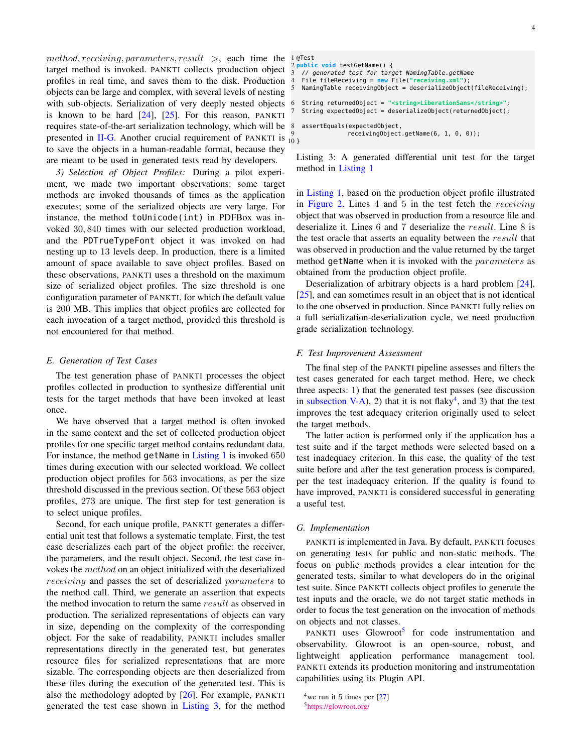$method, receiving, parameters, result\ \ >$, each time the target method is invoked. PANKTI collects production object profiles in real time, and saves them to the disk. Production objects can be large and complex, with several levels of nesting with sub-objects. Serialization of very deeply nested objects is known to be hard [24], [25]. For this reason, PANKTI requires state-of-the-art serialization technology, which will be presented in II-G. Another crucial requirement of PANKTI is to save the objects in a human-readable format, because they are meant to be used in generated tests read by developers.

*3) Selection of Object Profiles:* During a pilot experiment, we made two important observations: some target methods are invoked thousands of times as the application executes; some of the serialized objects are very large. For instance, the method `toUnicode(int)` in PDFBox was invoked $30,840$ times with our selected production workload, and the `PDTrueTypeFont` object it was invoked on had nesting up to 13 levels deep. In production, there is a limited amount of space available to save object profiles. Based on these observations, PANKTI uses a threshold on the maximum size of serialized object profiles. The size threshold is one configuration parameter of PANKTI, for which the default value is 200 MB. This implies that object profiles are collected for each invocation of a target method, provided this threshold is not encountered for that method.

### E. Generation of Test Cases

The test generation phase of PANKTI processes the object profiles collected in production to synthesize differential unit tests for the target methods that have been invoked at least once.

We have observed that a target method is often invoked in the same context and the set of collected production object profiles for one specific target method contains redundant data. For instance, the method `getName` in Listing 1 is invoked 650 times during execution with our selected workload. We collect production object profiles for 563 invocations, as per the size threshold discussed in the previous section. Of these 563 object profiles, 273 are unique. The first step for test generation is to select unique profiles.

Second, for each unique profile, PANKTI generates a differential unit test that follows a systematic template. First, the test case deserializes each part of the object profile: the receiver, the parameters, and the result object. Second, the test case invokes the $method$ on an object initialized with the deserialized $receiving$ and passes the set of deserialized $parameters$ to the method call. Third, we generate an assertion that expects the method invocation to return the same $result$ as observed in production. The serialized representations of objects can vary in size, depending on the complexity of the corresponding object. For the sake of readability, PANKTI includes smaller representations directly in the generated test, but generates resource files for serialized representations that are more sizable. The corresponding objects are then deserialized from these files during the execution of the generated test. This is also the methodology adopted by [26]. For example, PANKTI generated the test case shown in Listing 3, for the method in Listing 1, based on the production object profile illustrated in Figure 2. Lines 4 and 5 in the test fetch the $receiving$ object that was observed in production from a resource file and deserialize it. Lines 6 and 7 deserialize the $result$. Line 8 is the test oracle that asserts an equality between the $result$ that was observed in production and the value returned by the target method `getName` when it is invoked with the $parameters$ as obtained from the production object profile.

```
1 @Test
2 public void testGetName() {
3   // generated test for target NamingTable.getName
4   File fileReceiving = new File("receiving.xml");
5   NamingTable receivingObject = deserializeObject(fileReceiving);
6   String returnedObject = "<string>LiberationSans</string>";
7   String expectedObject = deserializeObject(returnedObject);
8   assertEquals(expectedObject,
9                receivingObject.getName(6, 1, 0, 0));
10 }
```

Listing 3: A generated differential unit test for the target method in Listing 1

Deserialization of arbitrary objects is a hard problem [24], [25], and can sometimes result in an object that is not identical to the one observed in production. Since PANKTI fully relies on a full serialization-deserialization cycle, we need production grade serialization technology.

### F. Test Improvement Assessment

The final step of the PANKTI pipeline assesses and filters the test cases generated for each target method. Here, we check three aspects: 1) that the generated test passes (see discussion in subsection V-A), 2) that it is not flaky[4], and 3) that the test improves the test adequacy criterion originally used to select the target methods.

The latter action is performed only if the application has a test suite and if the target methods were selected based on a test inadequacy criterion. In this case, the quality of the test suite before and after the test generation process is compared, per the test inadequacy criterion. If the quality is found to have improved, PANKTI is considered successful in generating a useful test.

### G. Implementation

PANKTI is implemented in Java. By default, PANKTI focuses on generating tests for public and non-static methods. The focus on public methods provides a clear intention for the generated tests, similar to what developers do in the original test suite. Since PANKTI collects object profiles to generate the test inputs and the oracle, we do not target static methods in order to focus the test generation on the invocation of methods on objects and not classes.

PANKTI uses Glowroot[5] for code instrumentation and observability. Glowroot is an open-source, robust, and lightweight application performance management tool. PANKTI extends its production monitoring and instrumentation capabilities using its Plugin API.

[4] we run it 5 times per [27]

[5] https://glowroot.org/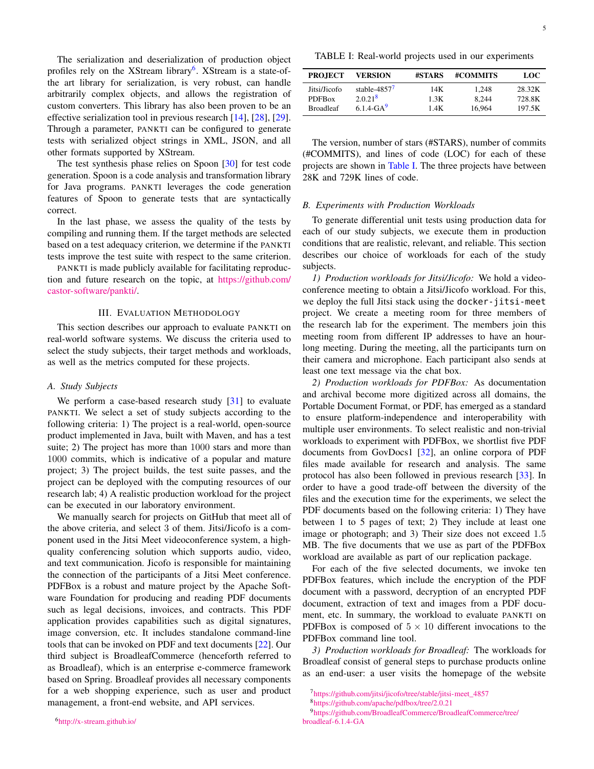The serialization and deserialization of production object profiles rely on the XStream library[6]. XStream is a state-of-the art library for serialization, is very robust, can handle arbitrarily complex objects, and allows the registration of custom converters. This library has also been proven to be an effective serialization tool in previous research [14], [28], [29]. Through a parameter, PANKTI can be configured to generate tests with serialized object strings in XML, JSON, and all other formats supported by XStream.

The test synthesis phase relies on Spoon [30] for test code generation. Spoon is a code analysis and transformation library for Java programs. PANKTI leverages the code generation features of Spoon to generate tests that are syntactically correct.

In the last phase, we assess the quality of the tests by compiling and running them. If the target methods are selected based on a test adequacy criterion, we determine if the PANKTI tests improve the test suite with respect to the same criterion.

PANKTI is made publicly available for facilitating reproduction and future research on the topic, at https://github.com/castor-software/pankti/.

## III. Evaluation Methodology

This section describes our approach to evaluate PANKTI on real-world software systems. We discuss the criteria used to select the study subjects, their target methods and workloads, as well as the metrics computed for these projects.

### A. Study Subjects

We perform a case-based research study [31] to evaluate PANKTI. We select a set of study subjects according to the following criteria: 1) The project is a real-world, open-source product implemented in Java, built with Maven, and has a test suite; 2) The project has more than 1000 stars and more than 1000 commits, which is indicative of a popular and mature project; 3) The project builds, the test suite passes, and the project can be deployed with the computing resources of our research lab; 4) A realistic production workload for the project can be executed in our laboratory environment.

We manually search for projects on GitHub that meet all of the above criteria, and select 3 of them. Jitsi/Jicofo is a component used in the Jitsi Meet videoconference system, a high-quality conferencing solution which supports audio, video, and text communication. Jicofo is responsible for maintaining the connection of the participants of a Jitsi Meet conference. PDFBox is a robust and mature project by the Apache Software Foundation for producing and reading PDF documents such as legal decisions, invoices, and contracts. This PDF application provides capabilities such as digital signatures, image conversion, etc. It includes standalone command-line tools that can be invoked on PDF and text documents [22]. Our third subject is BroadleafCommerce (henceforth referred to as Broadleaf), which is an enterprise e-commerce framework based on Spring. Broadleaf provides all necessary components for a web shopping experience, such as user and product management, a front-end website, and API services.

TABLE I: Real-world projects used in our experiments

| PROJECT | VERSION | #STARS | #COMMITS | LOC |
|---|---|---|---|---|
| Jitsi/Jicofo | stable-4857[7] | 14K | 1,248 | 28.32K |
| PDFBox | 2.0.21[8] | 1.3K | 8,244 | 728.8K |
| Broadleaf | 6.1.4-GA[9] | 1.4K | 16,964 | 197.5K |

The version, number of stars (#STARS), number of commits (#COMMITS), and lines of code (LOC) for each of these projects are shown in Table I. The three projects have between 28K and 729K lines of code.

### B. Experiments with Production Workloads

To generate differential unit tests using production data for each of our study subjects, we execute them in production conditions that are realistic, relevant, and reliable. This section describes our choice of workloads for each of the study subjects.

*1) Production workloads for Jitsi/Jicofo:* We hold a video-conference meeting to obtain a Jitsi/Jicofo workload. For this, we deploy the full Jitsi stack using the `docker-jitsi-meet` project. We create a meeting room for three members of the research lab for the experiment. The members join this meeting room from different IP addresses to have an hour-long meeting. During the meeting, all the participants turn on their camera and microphone. Each participant also sends at least one text message via the chat box.

*2) Production workloads for PDFBox:* As documentation and archival become more digitized across all domains, the Portable Document Format, or PDF, has emerged as a standard to ensure platform-independence and interoperability with multiple user environments. To select realistic and non-trivial workloads to experiment with PDFBox, we shortlist five PDF documents from GovDocs1 [32], an online corpora of PDF files made available for research and analysis. The same protocol has also been followed in previous research [33]. In order to have a good trade-off between the diversity of the files and the execution time for the experiments, we select the PDF documents based on the following criteria: 1) They have between 1 to 5 pages of text; 2) They include at least one image or photograph; and 3) Their size does not exceed 1.5 MB. The five documents that we use as part of the PDFBox workload are available as part of our replication package.

For each of the five selected documents, we invoke ten PDFBox features, which include the encryption of the PDF document with a password, decryption of an encrypted PDF document, extraction of text and images from a PDF document, etc. In summary, the workload to evaluate PANKTI on PDFBox is composed of $5 \times 10$ different invocations to the PDFBox command line tool.

*3) Production workloads for Broadleaf:* The workloads for Broadleaf consist of general steps to purchase products online as an end-user: a user visits the homepage of the website

[6] http://x-stream.github.io/

[7] https://github.com/jitsi/jicofo/tree/stable/jitsi-meet_4857

[8] https://github.com/apache/pdfbox/tree/2.0.21

[9] https://github.com/BroadleafCommerce/BroadleafCommerce/tree/broadleaf-6.1.4-GA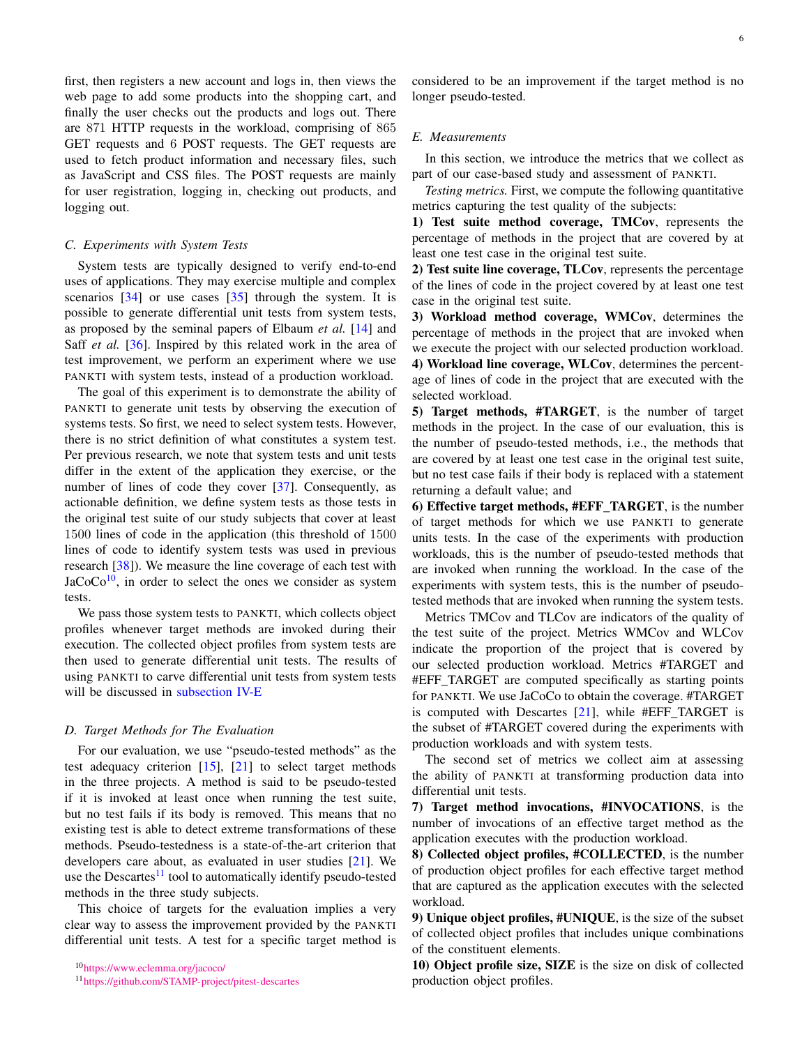first, then registers a new account and logs in, then views the web page to add some products into the shopping cart, and finally the user checks out the products and logs out. There are 871 HTTP requests in the workload, comprising of 865 GET requests and 6 POST requests. The GET requests are used to fetch product information and necessary files, such as JavaScript and CSS files. The POST requests are mainly for user registration, logging in, checking out products, and logging out.

### C. Experiments with System Tests

System tests are typically designed to verify end-to-end uses of applications. They may exercise multiple and complex scenarios [34] or use cases [35] through the system. It is possible to generate differential unit tests from system tests, as proposed by the seminal papers of Elbaum *et al.* [14] and Saff *et al.* [36]. Inspired by this related work in the area of test improvement, we perform an experiment where we use PANKTI with system tests, instead of a production workload.

The goal of this experiment is to demonstrate the ability of PANKTI to generate unit tests by observing the execution of systems tests. So first, we need to select system tests. However, there is no strict definition of what constitutes a system test. Per previous research, we note that system tests and unit tests differ in the extent of the application they exercise, or the number of lines of code they cover [37]. Consequently, as actionable definition, we define system tests as those tests in the original test suite of our study subjects that cover at least 1500 lines of code in the application (this threshold of 1500 lines of code to identify system tests was used in previous research [38]). We measure the line coverage of each test with JaCoCo[10], in order to select the ones we consider as system tests.

We pass those system tests to PANKTI, which collects object profiles whenever target methods are invoked during their execution. The collected object profiles from system tests are then used to generate differential unit tests. The results of using PANKTI to carve differential unit tests from system tests will be discussed in subsection IV-E

### D. Target Methods for The Evaluation

For our evaluation, we use "pseudo-tested methods" as the test adequacy criterion [15], [21] to select target methods in the three projects. A method is said to be pseudo-tested if it is invoked at least once when running the test suite, but no test fails if its body is removed. This means that no existing test is able to detect extreme transformations of these methods. Pseudo-testedness is a state-of-the-art criterion that developers care about, as evaluated in user studies [21]. We use the Descartes[11] tool to automatically identify pseudo-tested methods in the three study subjects.

This choice of targets for the evaluation implies a very clear way to assess the improvement provided by the PANKTI differential unit tests. A test for a specific target method is considered to be an improvement if the target method is no longer pseudo-tested.

[10] https://www.eclemma.org/jacoco/

[11] https://github.com/STAMP-project/pitest-descartes

### E. Measurements

In this section, we introduce the metrics that we collect as part of our case-based study and assessment of PANKTI.

*Testing metrics.* First, we compute the following quantitative metrics capturing the test quality of the subjects:

**1) Test suite method coverage, TMCov**, represents the percentage of methods in the project that are covered by at least one test case in the original test suite.

**2) Test suite line coverage, TLCov**, represents the percentage of the lines of code in the project covered by at least one test case in the original test suite.

**3) Workload method coverage, WMCov**, determines the percentage of methods in the project that are invoked when we execute the project with our selected production workload.

**4) Workload line coverage, WLCov**, determines the percentage of lines of code in the project that are executed with the selected workload.

**5) Target methods, #TARGET**, is the number of target methods in the project. In the case of our evaluation, this is the number of pseudo-tested methods, i.e., the methods that are covered by at least one test case in the original test suite, but no test case fails if their body is replaced with a statement returning a default value; and

**6) Effective target methods, #EFF_TARGET**, is the number of target methods for which we use PANKTI to generate units tests. In the case of the experiments with production workloads, this is the number of pseudo-tested methods that are invoked when running the workload. In the case of the experiments with system tests, this is the number of pseudo-tested methods that are invoked when running the system tests.

Metrics TMCov and TLCov are indicators of the quality of the test suite of the project. Metrics WMCov and WLCov indicate the proportion of the project that is covered by our selected production workload. Metrics #TARGET and #EFF_TARGET are computed specifically as starting points for PANKTI. We use JaCoCo to obtain the coverage. #TARGET is computed with Descartes [21], while #EFF_TARGET is the subset of #TARGET covered during the experiments with production workloads and with system tests.

The second set of metrics we collect aim at assessing the ability of PANKTI at transforming production data into differential unit tests.

**7) Target method invocations, #INVOCATIONS**, is the number of invocations of an effective target method as the application executes with the production workload.

**8) Collected object profiles, #COLLECTED**, is the number of production object profiles for each effective target method that are captured as the application executes with the selected workload.

**9) Unique object profiles, #UNIQUE**, is the size of the subset of collected object profiles that includes unique combinations of the constituent elements.

**10) Object profile size, SIZE** is the size on disk of collected production object profiles.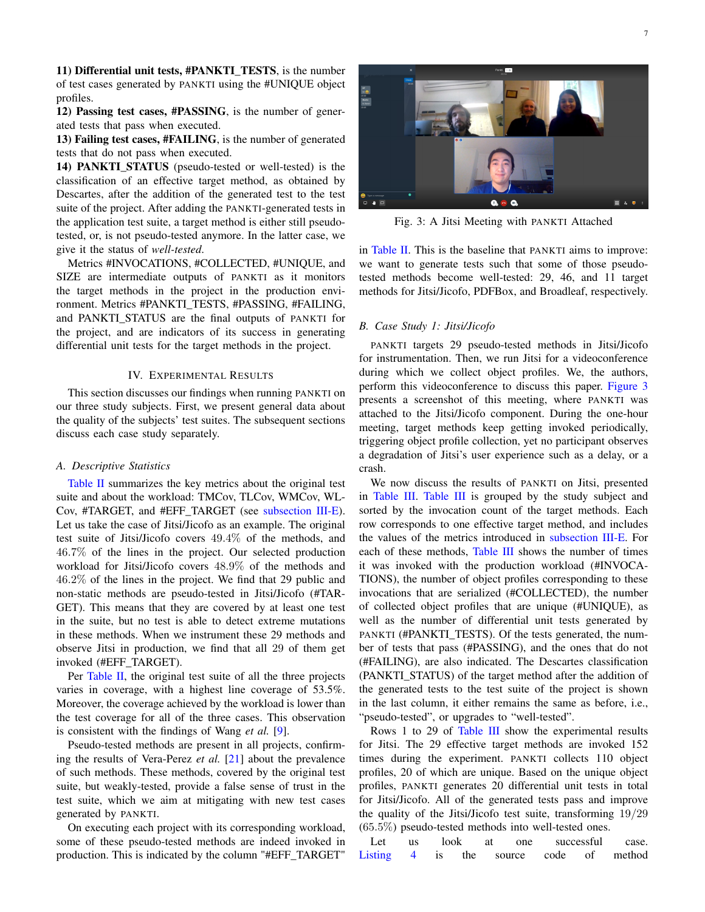**11) Differential unit tests, #PANKTI_TESTS**, is the number of test cases generated by PANKTI using the #UNIQUE object profiles.
**12) Passing test cases, #PASSING**, is the number of generated tests that pass when executed.
**13) Failing test cases, #FAILING**, is the number of generated tests that do not pass when executed.
**14) PANKTI_STATUS** (pseudo-tested or well-tested) is the classification of an effective target method, as obtained by Descartes, after the addition of the generated test to the test suite of the project. After adding the PANKTI-generated tests in the application test suite, a target method is either still pseudo-tested, or, is not pseudo-tested anymore. In the latter case, we give it the status of *well-tested*.

Metrics #INVOCATIONS, #COLLECTED, #UNIQUE, and SIZE are intermediate outputs of PANKTI as it monitors the target methods in the project in the production environment. Metrics #PANKTI_TESTS, #PASSING, #FAILING, and PANKTI_STATUS are the final outputs of PANKTI for the project, and are indicators of its success in generating differential unit tests for the target methods in the project.

## IV. Experimental Results

This section discusses our findings when running PANKTI on our three study subjects. First, we present general data about the quality of the subjects' test suites. The subsequent sections discuss each case study separately.

### A. Descriptive Statistics

Table II summarizes the key metrics about the original test suite and about the workload: TMCov, TLCov, WMCov, WLCov, #TARGET, and #EFF_TARGET (see subsection III-E). Let us take the case of Jitsi/Jicofo as an example. The original test suite of Jitsi/Jicofo covers $49.4\%$ of the methods, and $46.7\%$ of the lines in the project. Our selected production workload for Jitsi/Jicofo covers $48.9\%$ of the methods and $46.2\%$ of the lines in the project. We find that 29 public and non-static methods are pseudo-tested in Jitsi/Jicofo (#TARGET). This means that they are covered by at least one test in the suite, but no test is able to detect extreme mutations in these methods. When we instrument these 29 methods and observe Jitsi in production, we find that all 29 of them get invoked (#EFF_TARGET).

Per Table II, the original test suite of all the three projects varies in coverage, with a highest line coverage of $53.5\%$. Moreover, the coverage achieved by the workload is lower than the test coverage for all of the three cases. This observation is consistent with the findings of Wang *et al.* [9].

Pseudo-tested methods are present in all projects, confirming the results of Vera-Perez *et al.* [21] about the prevalence of such methods. These methods, covered by the original test suite, but weakly-tested, provide a false sense of trust in the test suite, which we aim at mitigating with new test cases generated by PANKTI.

On executing each project with its corresponding workload, some of these pseudo-tested methods are indeed invoked in production. This is indicated by the column "#EFF_TARGET" in Table II. This is the baseline that PANKTI aims to improve: we want to generate tests such that some of those pseudo-tested methods become well-tested: 29, 46, and 11 target methods for Jitsi/Jicofo, PDFBox, and Broadleaf, respectively.

Fig. 3: A Jitsi Meeting with PANKTI Attached

### B. Case Study 1: Jitsi/Jicofo

PANKTI targets 29 pseudo-tested methods in Jitsi/Jicofo for instrumentation. Then, we run Jitsi for a videoconference during which we collect object profiles. We, the authors, perform this videoconference to discuss this paper. Figure 3 presents a screenshot of this meeting, where PANKTI was attached to the Jitsi/Jicofo component. During the one-hour meeting, target methods keep getting invoked periodically, triggering object profile collection, yet no participant observes a degradation of Jitsi's user experience such as a delay, or a crash.

We now discuss the results of PANKTI on Jitsi, presented in Table III. Table III is grouped by the study subject and sorted by the invocation count of the target methods. Each row corresponds to one effective target method, and includes the values of the metrics introduced in subsection III-E. For each of these methods, Table III shows the number of times it was invoked with the production workload (#INVOCATIONS), the number of object profiles corresponding to these invocations that are serialized (#COLLECTED), the number of collected object profiles that are unique (#UNIQUE), as well as the number of differential unit tests generated by PANKTI (#PANKTI_TESTS). Of the tests generated, the number of tests that pass (#PASSING), and the ones that do not (#FAILING), are also indicated. The Descartes classification (PANKTI_STATUS) of the target method after the addition of the generated tests to the test suite of the project is shown in the last column, it either remains the same as before, i.e., "pseudo-tested", or upgrades to "well-tested".

Rows 1 to 29 of Table III show the experimental results for Jitsi. The 29 effective target methods are invoked 152 times during the experiment. PANKTI collects 110 object profiles, 20 of which are unique. Based on the unique object profiles, PANKTI generates 20 differential unit tests in total for Jitsi/Jicofo. All of the generated tests pass and improve the quality of the Jitsi/Jicofo test suite, transforming $19/29$ ($65.5\%$) pseudo-tested methods into well-tested ones.

Let us look at one successful case. Listing 4 is the source code of method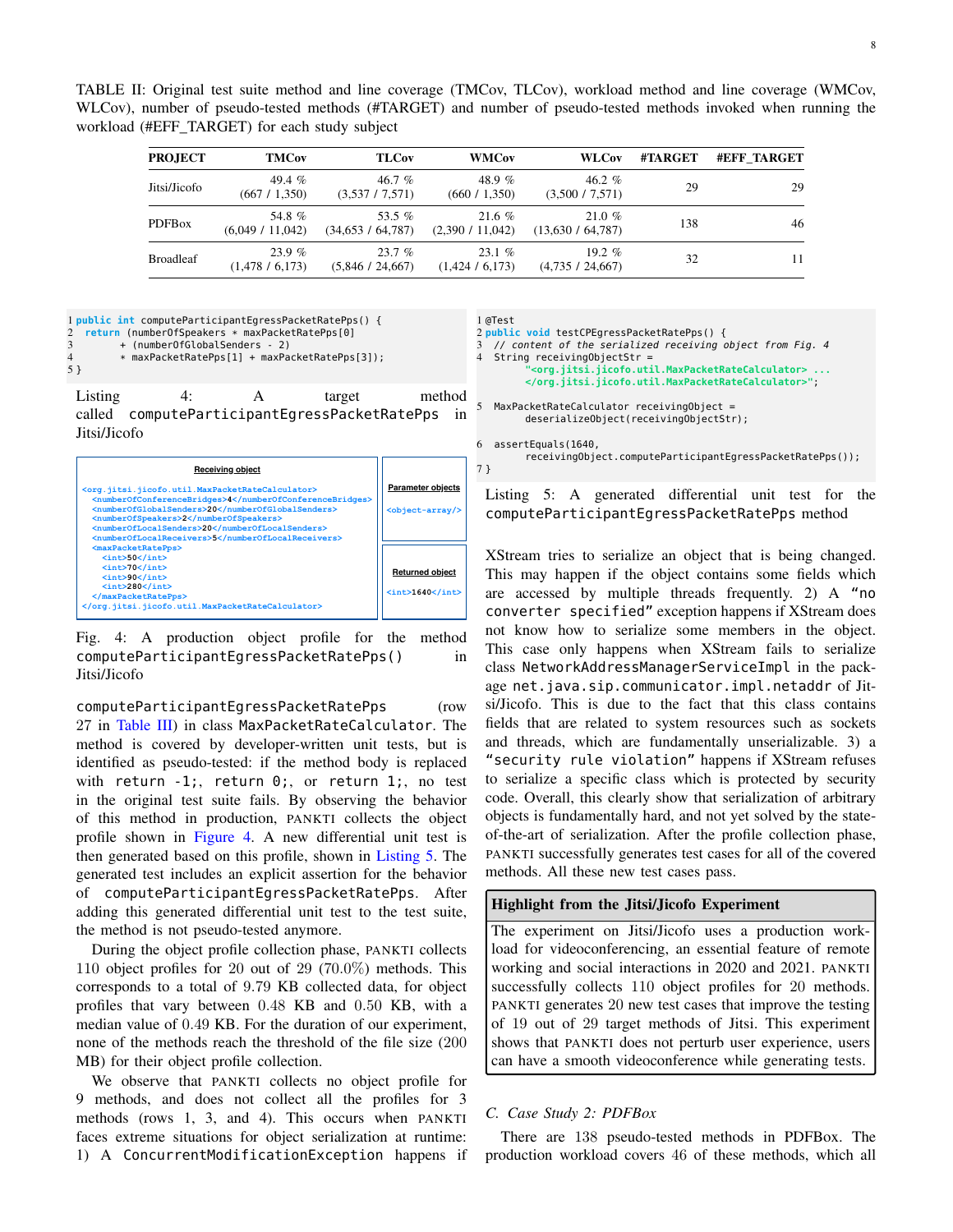TABLE II: Original test suite method and line coverage (TMCov, TLCov), workload method and line coverage (WMCov, WLCov), number of pseudo-tested methods (#TARGET) and number of pseudo-tested methods invoked when running the workload (#EFF_TARGET) for each study subject

| PROJECT | TMCov | TLCov | WMCov | WLCov | #TARGET | #EFF_TARGET |
|---|---|---|---|---|---|---|
| Jitsi/Jicofo | 49.4 % (667 / 1,350) | 46.7 % (3,537 / 7,571) | 48.9 % (660 / 1,350) | 46.2 % (3,500 / 7,571) | 29 | 29 |
| PDFBox | 54.8 % (6,049 / 11,042) | 53.5 % (34,653 / 64,787) | 21.6 % (2,390 / 11,042) | 21.0 % (13,630 / 64,787) | 138 | 46 |
| Broadleaf | 23.9 % (1,478 / 6,173) | 23.7 % (5,846 / 24,667) | 23.1 % (1,424 / 6,173) | 19.2 % (4,735 / 24,667) | 32 | 11 |

```java
1 public int computeParticipantEgressPacketRatePps() {
2   return (numberOfSpeakers * maxPacketRatePps[0]
3         + (numberOfGlobalSenders - 2)
4         * maxPacketRatePps[1] + maxPacketRatePps[3]);
5 }
```

Listing 4: A target method called `computeParticipantEgressPacketRatePps` in Jitsi/Jicofo

**Receiving object**

```xml
<org.jitsi.jicofo.util.MaxPacketRateCalculator>
  <numberOfConferenceBridges>4</numberOfConferenceBridges>
  <numberOfGlobalSenders>20</numberOfGlobalSenders>
  <numberOfSpeakers>2</numberOfSpeakers>
  <numberOfLocalSenders>20</numberOfLocalSenders>
  <numberOfLocalReceivers>5</numberOfLocalReceivers>
  <maxPacketRatePps>
    <int>50</int>
    <int>70</int>
    <int>90</int>
    <int>280</int>
  </maxPacketRatePps>
</org.jitsi.jicofo.util.MaxPacketRateCalculator>
```

**Parameter objects**

```xml
<object-array/>
```

**Returned object**

```xml
<int>1640</int>
```

Fig. 4: A production object profile for the method `computeParticipantEgressPacketRatePps()` in Jitsi/Jicofo

`computeParticipantEgressPacketRatePps` (row 27 in Table III) in class `MaxPacketRateCalculator`. The method is covered by developer-written unit tests, but is identified as pseudo-tested: if the method body is replaced with `return -1;`, `return 0;`, or `return 1;`, no test in the original test suite fails. By observing the behavior of this method in production, PANKTI collects the object profile shown in Figure 4. A new differential unit test is then generated based on this profile, shown in Listing 5. The generated test includes an explicit assertion for the behavior of `computeParticipantEgressPacketRatePps`. After adding this generated differential unit test to the test suite, the method is not pseudo-tested anymore.

During the object profile collection phase, PANKTI collects 110 object profiles for 20 out of 29 (70.0%) methods. This corresponds to a total of 9.79 KB collected data, for object profiles that vary between 0.48 KB and 0.50 KB, with a median value of 0.49 KB. For the duration of our experiment, none of the methods reach the threshold of the file size (200 MB) for their object profile collection.

We observe that PANKTI collects no object profile for 9 methods, and does not collect all the profiles for 3 methods (rows 1, 3, and 4). This occurs when PANKTI faces extreme situations for object serialization at runtime: 1) A `ConcurrentModificationException` happens if

```java
1 @Test
2 public void testCPEgressPacketRatePps() {
3   // content of the serialized receiving object from Fig. 4
4   String receivingObjectStr =
        "<org.jitsi.jicofo.util.MaxPacketRateCalculator> ...
        </org.jitsi.jicofo.util.MaxPacketRateCalculator>";
5   MaxPacketRateCalculator receivingObject =
        deserializeObject(receivingObjectStr);
6   assertEquals(1640,
        receivingObject.computeParticipantEgressPacketRatePps());
7 }
```

Listing 5: A generated differential unit test for the `computeParticipantEgressPacketRatePps` method

XStream tries to serialize an object that is being changed. This may happen if the object contains some fields which are accessed by multiple threads frequently. 2) A "`no converter specified`" exception happens if XStream does not know how to serialize some members in the object. This case only happens when XStream fails to serialize class `NetworkAddressManagerServiceImpl` in the package `net.java.sip.communicator.impl.netaddr` of Jitsi/Jicofo. This is due to the fact that this class contains fields that are related to system resources such as sockets and threads, which are fundamentally unserializable. 3) a "`security rule violation`" happens if XStream refuses to serialize a specific class which is protected by security code. Overall, this clearly show that serialization of arbitrary objects is fundamentally hard, and not yet solved by the state-of-the-art of serialization. After the profile collection phase, PANKTI successfully generates test cases for all of the covered methods. All these new test cases pass.

> **Highlight from the Jitsi/Jicofo Experiment**
>
> The experiment on Jitsi/Jicofo uses a production workload for videoconferencing, an essential feature of remote working and social interactions in 2020 and 2021. PANKTI successfully collects 110 object profiles for 20 methods. PANKTI generates 20 new test cases that improve the testing of 19 out of 29 target methods of Jitsi. This experiment shows that PANKTI does not perturb user experience, users can have a smooth videoconference while generating tests.

### C. Case Study 2: PDFBox

There are 138 pseudo-tested methods in PDFBox. The production workload covers 46 of these methods, which all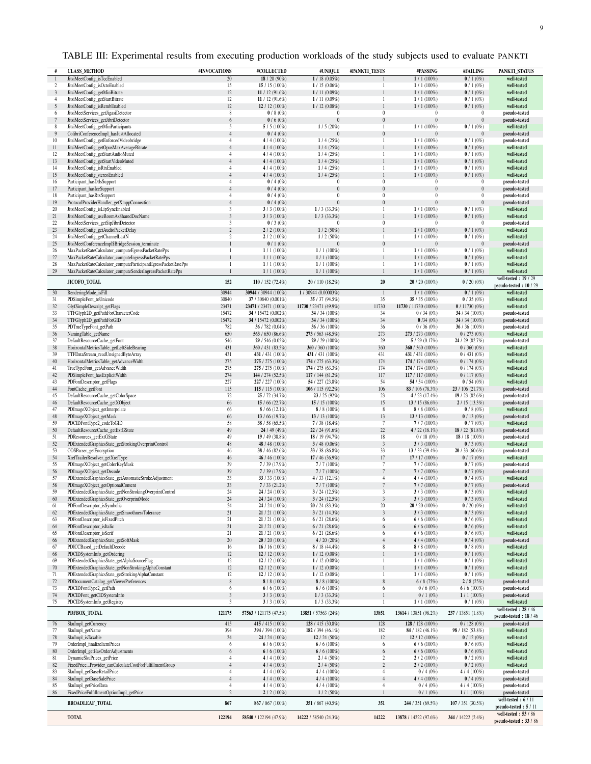TABLE III: Experimental results from executing production workloads of the study subjects used to evaluate PANKTI

| # | CLASS_METHOD | #INVOCATIONS | #COLLECTED | #UNIQUE | #PANKTI_TESTS | #PASSING | #FAILING | PANKTI_STATUS |
|---|---|---|---|---|---|---|---|---|
| 1 | JitsiMeetConfig_isTccEnabled | 20 | **18** / 20 (90%) | **1** / 18 (0.05%) | 1 | **1** / 1 (100%) | **0** / 1 (0%) | well-tested |
| 2 | JitsiMeetConfig_isOctoEnabled | 15 | **15** / 15 (100%) | **1** / 15 (0.06%) | 1 | **1** / 1 (100%) | **0** / 1 (0%) | well-tested |
| 3 | JitsiMeetConfig_getMinBitrate | 12 | **11** / 12 (91.6%) | **1** / 11 (0.09%) | 1 | **1** / 1 (100%) | **0** / 1 (0%) | well-tested |
| 4 | JitsiMeetConfig_getStartBitrate | 12 | **11** / 12 (91.6%) | **1** / 11 (0.09%) | 1 | **1** / 1 (100%) | **0** / 1 (0%) | well-tested |
| 5 | JitsiMeetConfig_isRembEnabled | 12 | **12** / 12 (100%) | **1** / 12 (0.08%) | 1 | **1** / 1 (100%) | **0** / 1 (0%) | well-tested |
| 6 | JitsiMeetServices_getJigasiDetector | 8 | **0** / 8 (0%) | 0 | 0 | 0 | 0 | pseudo-tested |
| 7 | JitsiMeetServices_getJibriDetector | 6 | **0** / 6 (0%) | 0 | 0 | 0 | 0 | pseudo-tested |
| 8 | JitsiMeetConfig_getMinParticipants | 5 | **5** / 5 (100%) | **1** / 5 (20%) | 1 | **1** / 1 (100%) | **0** / 1 (0%) | well-tested |
| 9 | ColibriConferenceImpl_hasJustAllocated | 4 | **0** / 4 (0%) | 0 | 0 | 0 | 0 | pseudo-tested |
| 10 | JitsiMeetConfig_getEnforcedVideobridge | 4 | **4** / 4 (100%) | **1** / 4 (25%) | 1 | **1** / 1 (100%) | **0** / 1 (0%) | pseudo-tested |
| 11 | JitsiMeetConfig_getOpusMaxAverageBitrate | 4 | **4** / 4 (100%) | **1** / 4 (25%) | 1 | **1** / 1 (100%) | **0** / 1 (0%) | well-tested |
| 12 | JitsiMeetConfig_getStartAudioMuted | 4 | **4** / 4 (100%) | **1** / 4 (25%) | 1 | **1** / 1 (100%) | **0** / 1 (0%) | well-tested |
| 13 | JitsiMeetConfig_getStartVideoMuted | 4 | **4** / 4 (100%) | **1** / 4 (25%) | 1 | **1** / 1 (100%) | **0** / 1 (0%) | well-tested |
| 14 | JitsiMeetConfig_isRtxEnabled | 4 | **4** / 4 (100%) | **1** / 4 (25%) | 1 | **1** / 1 (100%) | **0** / 1 (0%) | well-tested |
| 15 | JitsiMeetConfig_stereoEnabled | 4 | **4** / 4 (100%) | **1** / 4 (25%) | 1 | **1** / 1 (100%) | **0** / 1 (0%) | well-tested |
| 16 | Participant_hasDtlsSupport | 4 | **0** / 4 (0%) | 0 | 0 | 0 | 0 | pseudo-tested |
| 17 | Participant_hasIceSupport | 4 | **0** / 4 (0%) | 0 | 0 | 0 | 0 | pseudo-tested |
| 18 | Participant_hasRtxSupport | 4 | **0** / 4 (0%) | 0 | 0 | 0 | 0 | pseudo-tested |
| 19 | ProtocolProviderHandler_getXmppConnection | 4 | **0** / 4 (0%) | 0 | 0 | 0 | 0 | pseudo-tested |
| 20 | JitsiMeetConfig_isLipSyncEnabled | 3 | **3** / 3 (100%) | **1** / 3 (33.3%) | 1 | **1** / 1 (100%) | **0** / 1 (0%) | well-tested |
| 21 | JitsiMeetConfig_useRoomAsSharedDocName | 3 | **3** / 3 (100%) | **1** / 3 (33.3%) | 1 | **1** / 1 (100%) | **0** / 1 (0%) | well-tested |
| 22 | JitsiMeetServices_getSipJibriDetector | 3 | **0** / 3 (0%) | 0 | 0 | 0 | 0 | pseudo-tested |
| 23 | JitsiMeetConfig_getAudioPacketDelay | 2 | **2** / 2 (100%) | **1** / 2 (50%) | 1 | **1** / 1 (100%) | **0** / 1 (0%) | well-tested |
| 24 | JitsiMeetConfig_getChannelLastN | 2 | **2** / 2 (100%) | **1** / 2 (50%) | 1 | **1** / 1 (100%) | **0** / 1 (0%) | well-tested |
| 25 | JitsiMeetConferenceImpl$BridgeSession_terminate | 1 | **0** / 1 (0%) | 0 | 0 | 0 | 0 | pseudo-tested |
| 26 | MaxPacketRateCalculator_computeEgressPacketRatePps | 1 | **1** / 1 (100%) | **1** / 1 (100%) | 1 | **1** / 1 (100%) | **0** / 1 (0%) | well-tested |
| 27 | MaxPacketRateCalculator_computeIngressPacketRatePps | 1 | **1** / 1 (100%) | **1** / 1 (100%) | 1 | **1** / 1 (100%) | **0** / 1 (0%) | well-tested |
| 28 | MaxPacketRateCalculator_computeParticipantEgressPacketRatePps | 1 | **1** / 1 (100%) | **1** / 1 (100%) | 1 | **1** / 1 (100%) | **0** / 1 (0%) | well-tested |
| 29 | MaxPacketRateCalculator_computeSenderIngressPacketRatePps | 1 | **1** / 1 (100%) | **1** / 1 (100%) | 1 | **1** / 1 (100%) | **0** / 1 (0%) | well-tested |
| | **JICOFO_TOTAL** | **152** | **110** / 152 (72.4%) | **20** / 110 (18.2%) | **20** | **20** / 20 (100%) | **0** / 20 (0%) | **well-tested : 19** / 29 **pseudo-tested : 10** / 29 |
| 30 | RenderingMode_isFill | 30944 | **30944** / 30944 (100%) | **1** / 30944 (0.00003%) | 1 | **1** / 1 (100%) | **0** / 1 (0%) | well-tested |
| 31 | PDSimpleFont_toUnicode | 30840 | **37** / 30840 (0.001%) | **35** / 37 (94.5%) | 35 | **35** / 35 (100%) | **0** / 35 (0%) | well-tested |
| 32 | GlyfSimpleDescript_getFlags | 23471 | **23471** / 23471 (100%) | **11730** / 23471 (49.9%) | 11730 | **11730** / 11730 (100%) | **0** / 11730 (0%) | well-tested |
| 33 | TTFGlyph2D_getPathForCharacterCode | 15472 | **34** / 15472 (0.002%) | **34** / 34 (100%) | 34 | **0** / 34 (0%) | **34** / 34 (100%) | pseudo-tested |
| 34 | TTFGlyph2D_getPathForGID | 15472 | **34** / 15472 (0.002%) | **34** / 34 (100%) | 34 | **0** /34 (0%) | **34** / 34 (100%) | pseudo-tested |
| 35 | PDTrueTypeFont_getPath | 782 | **36** / 782 (0.04%) | **36** / 36 (100%) | 36 | **0** / 36 (0%) | **36** / 36 (100%) | pseudo-tested |
| 36 | NamingTable_getName | 650 | **563** / 650 (86.6%) | **273** / 563 (48.5%) | 273 | **273** / 273 (100%) | **0** / 273 (0%) | well-tested |
| 37 | DefaultResourceCache_getFont | 546 | **29** / 546 (0.05%) | **29** / 29 (100%) | 29 | **5** / 29 (0.17%) | **24** / 29 (82.7%) | pseudo-tested |
| 38 | HorizontalMetricsTable_getLeftSideBearing | 431 | **360** / 431 (83.5%) | **360** / 360 (100%) | 360 | **360** / 360 (100%) | **0** / 360 (0%) | well-tested |
| 39 | TTFDataStream_readUnsignedByteArray | 431 | **431** / 431 (100%) | **431** / 431 (100%) | 431 | **431** / 431 (100%) | **0** / 431 (0%) | well-tested |
| 40 | HorizontalMetricsTable_getAdvanceWidth | 275 | **275** / 275 (100%) | **174** / 275 (63.3%) | 174 | **174** / 174 (100%) | **0** / 174 (0%) | well-tested |
| 41 | TrueTypeFont_getAdvanceWidth | 275 | **275** / 275 (100%) | **174** / 275 (63.3%) | 174 | **174** / 174 (100%) | **0** / 174 (0%) | well-tested |
| 42 | PDSimpleFont_hasExplicitWidth | 274 | **144** / 274 (52.5%) | **117** / 144 (81.2%) | 117 | **117** / 117 (100%) | **0** / 117 (0%) | well-tested |
| 43 | PDFontDescriptor_getFlags | 227 | **227** / 227 (100%) | **54** / 227 (23.8%) | 54 | **54** / 54 (100%) | **0** / 54 (0%) | well-tested |
| 44 | FontCache_getFont | 115 | **115** / 115 (100%) | **106** / 115 (92.2%) | 106 | **83** / 106 (78.3%) | **23** / 106 (21.7%) | pseudo-tested |
| 45 | DefaultResourceCache_getColorSpace | 72 | **25** / 72 (34.7%) | **23** / 25 (92%) | 23 | **4** / 23 (17.4%) | **19** / 23 (82.6%) | pseudo-tested |
| 46 | DefaultResourceCache_getXObject | 66 | **15** / 66 (22.7%) | **15** / 15 (100%) | 15 | **13** / 15 (86.6%) | **2** / 15 (13.3%) | pseudo-tested |
| 47 | PDImageXObject_getInterpolate | 66 | **8** / 66 (12.1%) | **8** / 8 (100%) | 8 | **8** / 8 (100%) | **0** / 8 (0%) | well-tested |
| 48 | PDImageXObject_getMask | 66 | **13** / 66 (19.7%) | **13** / 13 (100%) | 13 | **13** / 13 (100%) | **0** / 13 (0%) | pseudo-tested |
| 59 | PDCIDFontType2_codeToGID | 58 | **38** / 58 (65.5%) | **7** / 38 (18.4%) | 7 | **7** / 7 (100%) | **0** / 7 (0%) | well-tested |
| 50 | DefaultResourceCache_getExtGState | 49 | **24** / 49 (49%) | **22** / 24 (91.6%) | 22 | **4** / 22 (18.1%) | **18** / 22 (81.8%) | pseudo-tested |
| 51 | PDResources_getExtGState | 49 | **19** / 49 (38.8%) | **18** / 19 (94.7%) | 18 | **0** / 18 (0%) | **18** / 18 (100%) | pseudo-tested |
| 52 | PDExtendedGraphicsState_getStrokingOverprintControl | 48 | **48** / 48 (100%) | **3** / 48 (0.06%) | 3 | **3** / 3 (100%) | **0** / 3 (0%) | well-tested |
| 53 | COSParser_getEncryption | 46 | **38** / 46 (82.6%) | **33** / 38 (86.8%) | 33 | **13** / 33 (39.4%) | **20** / 33 (60.6%) | pseudo-tested |
| 54 | XrefTrailerResolver_getXrefType | 46 | **46** / 46 (100%) | **17** / 46 (36.9%) | 17 | **17** / 17 (100%) | **0** / 17 (0%) | well-tested |
| 55 | PDImageXObject_getColorKeyMask | 39 | **7** / 39 (17.9%) | **7** / 7 (100%) | 7 | **7** / 7 (100%) | **0** / 7 (0%) | pseudo-tested |
| 56 | PDImageXObject_getDecode | 39 | **7** / 39 (17.9%) | **7** / 7 (100%) | 7 | **7** / 7 (100%) | **0** / 7 (0%) | pseudo-tested |
| 57 | PDExtendedGraphicsState_getAutomaticStrokeAdjustment | 33 | **33** / 33 (100%) | **4** / 33 (12.1%) | 4 | **4** / 4 (100%) | **0** / 4 (0%) | well-tested |
| 58 | PDImageXObject_getOptionalContent | 33 | **7** / 33 (21.2%) | **7** / 7 (100%) | 7 | **7** / 7 (100%) | **0** / 7 (0%) | pseudo-tested |
| 59 | PDExtendedGraphicsState_getNonStrokingOverprintControl | 24 | **24** / 24 (100%) | **3** / 24 (12.5%) | 3 | **3** / 3 (100%) | **0** / 3 (0%) | well-tested |
| 60 | PDExtendedGraphicsState_getOverprintMode | 24 | **24** / 24 (100%) | **3** / 24 (12.5%) | 3 | **3** / 3 (100%) | **0** / 3 (0%) | well-tested |
| 61 | PDFontDescriptor_isSymbolic | 24 | **24** / 24 (100%) | **20** / 24 (83.3%) | 20 | **20** / 20 (100%) | **0** / 20 (0%) | well-tested |
| 62 | PDExtendedGraphicsState_getSmoothnessTolerance | 21 | **21** / 21 (100%) | **3** / 21 (14.3%) | 3 | **3** / 3 (100%) | **0** / 3 (0%) | well-tested |
| 63 | PDFontDescriptor_isFixedPitch | 21 | **21** / 21 (100%) | **6** / 21 (28.6%) | 6 | **6** / 6 (100%) | **0** / 6 (0%) | well-tested |
| 64 | PDFontDescriptor_isItalic | 21 | **21** / 21 (100%) | **6** / 21 (28.6%) | 6 | **6** / 6 (100%) | **0** / 6 (0%) | well-tested |
| 65 | PDFontDescriptor_isSerif | 21 | **21** / 21 (100%) | **6** / 21 (28.6%) | 6 | **6** / 6 (100%) | **0** / 6 (0%) | well-tested |
| 66 | PDExtendedGraphicsState_getSoftMask | 20 | **20** / 20 (100%) | **4** / 20 (20%) | 4 | **4** / 4 (100%) | **0** / 4 (0%) | pseudo-tested |
| 67 | PDICCBased_getDefaultDecode | 16 | **16** / 16 (100%) | **8** / 18 (44.4%) | 8 | **8** / 8 (100%) | **0** / 8 (0%) | well-tested |
| 68 | PDCIDSystemInfo_getOrdering | 12 | **12** / 12 (100%) | **1** / 12 (0.08%) | 1 | **1** / 1 (100%) | **0** / 1 (0%) | well-tested |
| 69 | PDExtendedGraphicsState_getAlphaSourceFlag | 12 | **12** / 12 (100%) | **1** / 12 (0.08%) | 1 | **1** / 1 (100%) | **0** / 1 (0%) | well-tested |
| 70 | PDExtendedGraphicsState_getNonStrokingAlphaConstant | 12 | **12** / 12 (100%) | **1** / 12 (0.08%) | 1 | **1** / 1 (100%) | **0** / 1 (0%) | well-tested |
| 71 | PDExtendedGraphicsState_getStrokingAlphaConstant | 12 | **12** / 12 (100%) | **1** / 12 (0.08%) | 1 | **1** / 1 (100%) | **0** / 1 (0%) | well-tested |
| 72 | PDDocumentCatalog_getViewerPreferences | 8 | **8** / 8 (100%) | **8** / 8 (100%) | 8 | **6** / 8 (75%) | **2** / 8 (25%) | pseudo-tested |
| 73 | PDCIDFontType2_getPath | 6 | **6** / 6 (100%) | **6** / 6 (100%) | 6 | **0** / 6 (0%) | **6** / 6 (100%) | pseudo-tested |
| 74 | PDCIDFont_getCIDSystemInfo | 3 | **3** / 3 (100%) | **1** / 3 (33.3%) | 1 | **0** / 1 (0%) | **1** / 1 (100%) | pseudo-tested |
| 75 | PDCIDSystemInfo_getRegistry | 3 | **3** / 3 (100%) | **1** / 3 (33.3%) | 1 | **1** / 1 (100%) | **0** / 1 (0%) | well-tested |
| | **PDFBOX_TOTAL** | **121175** | **57563** / 121175 (47.5%) | **13851** / 57563 (24%) | **13851** | **13614** / 13851 (98.2%) | **237** / 13851 (1.8%) | **well-tested : 28** / 46 **pseudo-tested : 18** / 46 |
| 76 | SkuImpl_getCurrency | 415 | **415** / 415 (100%) | **128** / 415 (30.8%) | 128 | **128** / 128 (100%) | **0** / 128 (0%) | pseudo-tested |
| 77 | SkuImpl_getName | 394 | **394** / 394 (100%) | **182** / 394 (46.1%) | 182 | **84** / 182 (46.1%) | **98** / 182 (53.8%) | well-tested |
| 78 | SkuImpl_isTaxable | 24 | **24** / 24 (100%) | **12** / 24 (50%) | 12 | **12** / 12 (100%) | **0** / 12 (0%) | well-tested |
| 79 | OrderImpl_finalizeItemPrices | 6 | **6** / 6 (100%) | **6** / 6 (100%) | 6 | **6** / 6 (100%) | **0** / 6 (0%) | well-tested |
| 80 | OrderImpl_getHasOrderAdjustments | 6 | **6** / 6 (100%) | **6** / 6 (100%) | 6 | **6** / 6 (100%) | **0** / 6 (0%) | well-tested |
| 81 | DynamicSkuPrices_getPrice | 4 | **4** / 4 (100%) | **2** / 4 (50%) | 2 | **2** / 2 (100%) | **0** / 2 (0%) | well-tested |
| 82 | FixedPrice...Provider_canCalculateCostForFulfillmentGroup | 4 | **4** / 4 (100%) | **2** / 4 (50%) | 2 | **2** / 2 (100%) | **0** / 2 (0%) | well-tested |
| 83 | SkuImpl_getBaseRetailPrice | 4 | **4** / 4 (100%) | **4** / 4 (100%) | 4 | **0** / 4 (0%) | **4** / 4 (100%) | pseudo-tested |
| 84 | SkuImpl_getBaseSalePrice | 4 | **4** / 4 (100%) | **4** / 4 (100%) | 4 | **4** / 4 (100%) | **0** / 4 (0%) | pseudo-tested |
| 85 | SkuImpl_getPriceData | 4 | **4** / 4 (100%) | **4** / 4 (100%) | 4 | **0** / 4 (0%) | **4** / 4 (100%) | pseudo-tested |
| 86 | FixedPriceFulfillmentOptionImpl_getPrice | 2 | **2** / 2 (100%) | **1** / 2 (50%) | 1 | **0** / 1 (0%) | **1** / 1 (100%) | pseudo-tested |
| | **BROADLEAF_TOTAL** | **867** | **867** / 867 (100%) | **351** / 867 (40.5%) | **351** | **244** / 351 (69.5%) | **107** / 351 (30.5%) | **well-tested : 6** / 11 **pseudo-tested : 5** / 11 |
| | **TOTAL** | **122194** | **58540** / 122194 (47.9%) | **14222** / 58540 (24.3%) | **14222** | **13878** / 14222 (97.6%) | **344** / 14222 (2.4%) | **well-tested : 53** / 86 **pseudo-tested : 33** / 86 |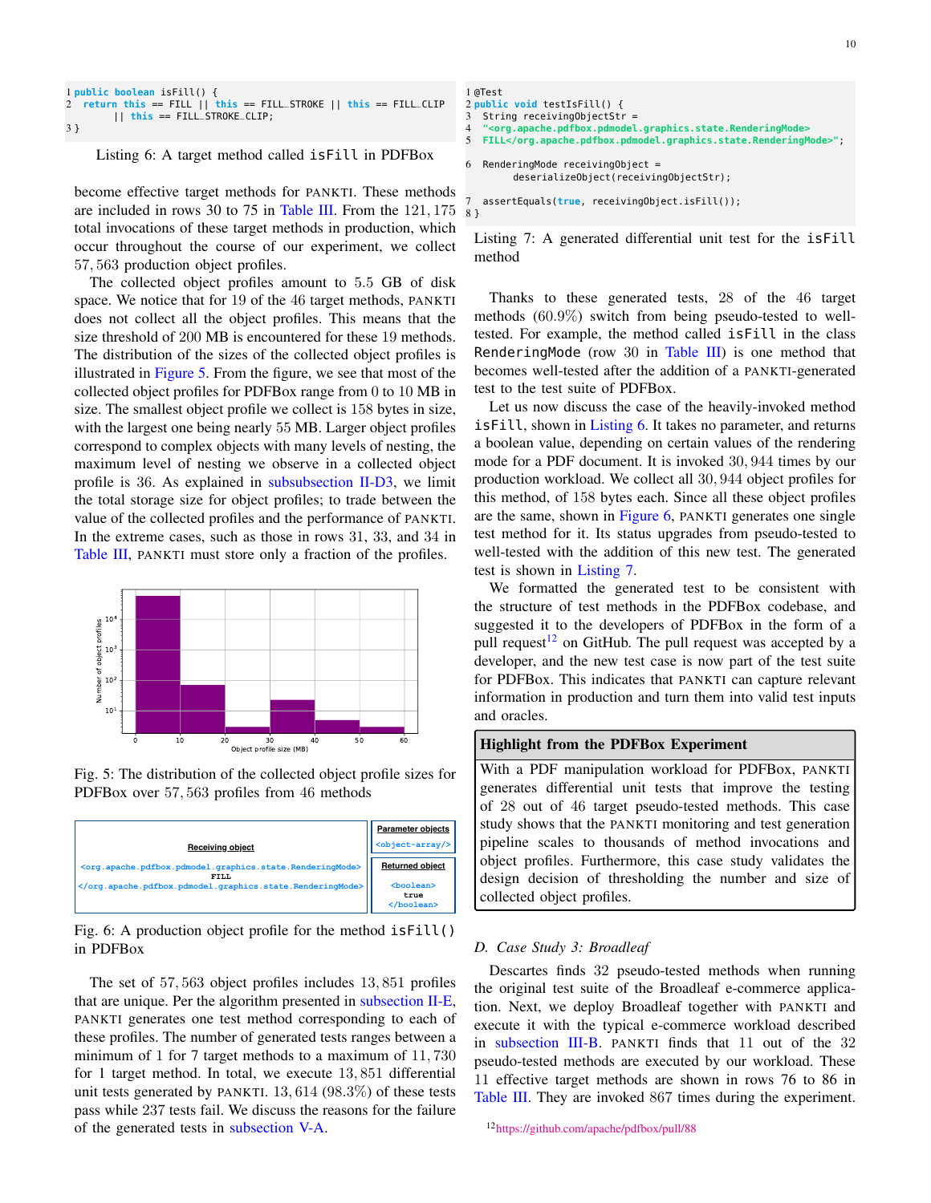```java
public boolean isFill() {
  return this == FILL || this == FILL_STROKE || this == FILL_CLIP
      || this == FILL_STROKE_CLIP;
}
```

Listing 6: A target method called `isFill` in PDFBox

become effective target methods for PANKTI. These methods are included in rows 30 to 75 in Table III. From the 121, 175 total invocations of these target methods in production, which occur throughout the course of our experiment, we collect 57, 563 production object profiles.

The collected object profiles amount to 5.5 GB of disk space. We notice that for 19 of the 46 target methods, PANKTI does not collect all the object profiles. This means that the size threshold of 200 MB is encountered for these 19 methods. The distribution of the sizes of the collected object profiles is illustrated in Figure 5. From the figure, we see that most of the collected object profiles for PDFBox range from 0 to 10 MB in size. The smallest object profile we collect is 158 bytes in size, with the largest one being nearly 55 MB. Larger object profiles correspond to complex objects with many levels of nesting, the maximum level of nesting we observe in a collected object profile is 36. As explained in subsubsection II-D3, we limit the total storage size for object profiles; to trade between the value of the collected profiles and the performance of PANKTI. In the extreme cases, such as those in rows 31, 33, and 34 in Table III, PANKTI must store only a fraction of the profiles.

Fig. 5: The distribution of the collected object profile sizes for PDFBox over 57, 563 profiles from 46 methods

| Receiving object | Parameter objects |
|---|---|
| `<org.apache.pdfbox.pdmodel.graphics.state.RenderingMode>` FILL `</org.apache.pdfbox.pdmodel.graphics.state.RenderingMode>` | `<object-array/>` |
| | **Returned object** |
| | `<boolean>` true `</boolean>` |

Fig. 6: A production object profile for the method `isFill()` in PDFBox

The set of 57, 563 object profiles includes 13, 851 profiles that are unique. Per the algorithm presented in subsection II-E, PANKTI generates one test method corresponding to each of these profiles. The number of generated tests ranges between a minimum of 1 for 7 target methods to a maximum of 11, 730 for 1 target method. In total, we execute 13, 851 differential unit tests generated by PANKTI. 13, 614 (98.3%) of these tests pass while 237 tests fail. We discuss the reasons for the failure of the generated tests in subsection V-A.

```java
@Test
public void testIsFill() {
  String receivingObjectStr =
  "<org.apache.pdfbox.pdmodel.graphics.state.RenderingMode>
  FILL</org.apache.pdfbox.pdmodel.graphics.state.RenderingMode>";

  RenderingMode receivingObject =
        deserializeObject(receivingObjectStr);

  assertEquals(true, receivingObject.isFill());
}
```

Listing 7: A generated differential unit test for the `isFill` method

Thanks to these generated tests, 28 of the 46 target methods (60.9%) switch from being pseudo-tested to well-tested. For example, the method called `isFill` in the class `RenderingMode` (row 30 in Table III) is one method that becomes well-tested after the addition of a PANKTI-generated test to the test suite of PDFBox.

Let us now discuss the case of the heavily-invoked method `isFill`, shown in Listing 6. It takes no parameter, and returns a boolean value, depending on certain values of the rendering mode for a PDF document. It is invoked 30, 944 times by our production workload. We collect all 30, 944 object profiles for this method, of 158 bytes each. Since all these object profiles are the same, shown in Figure 6, PANKTI generates one single test method for it. Its status upgrades from pseudo-tested to well-tested with the addition of this new test. The generated test is shown in Listing 7.

We formatted the generated test to be consistent with the structure of test methods in the PDFBox codebase, and suggested it to the developers of PDFBox in the form of a pull request[12] on GitHub. The pull request was accepted by a developer, and the new test case is now part of the test suite for PDFBox. This indicates that PANKTI can capture relevant information in production and turn them into valid test inputs and oracles.

> **Highlight from the PDFBox Experiment**
>
> With a PDF manipulation workload for PDFBox, PANKTI generates differential unit tests that improve the testing of 28 out of 46 target pseudo-tested methods. This case study shows that the PANKTI monitoring and test generation pipeline scales to thousands of method invocations and object profiles. Furthermore, this case study validates the design decision of thresholding the number and size of collected object profiles.

### D. Case Study 3: Broadleaf

Descartes finds 32 pseudo-tested methods when running the original test suite of the Broadleaf e-commerce application. Next, we deploy Broadleaf together with PANKTI and execute it with the typical e-commerce workload described in subsection III-B. PANKTI finds that 11 out of the 32 pseudo-tested methods are executed by our workload. These 11 effective target methods are shown in rows 76 to 86 in Table III. They are invoked 867 times during the experiment.

[12] https://github.com/apache/pdfbox/pull/88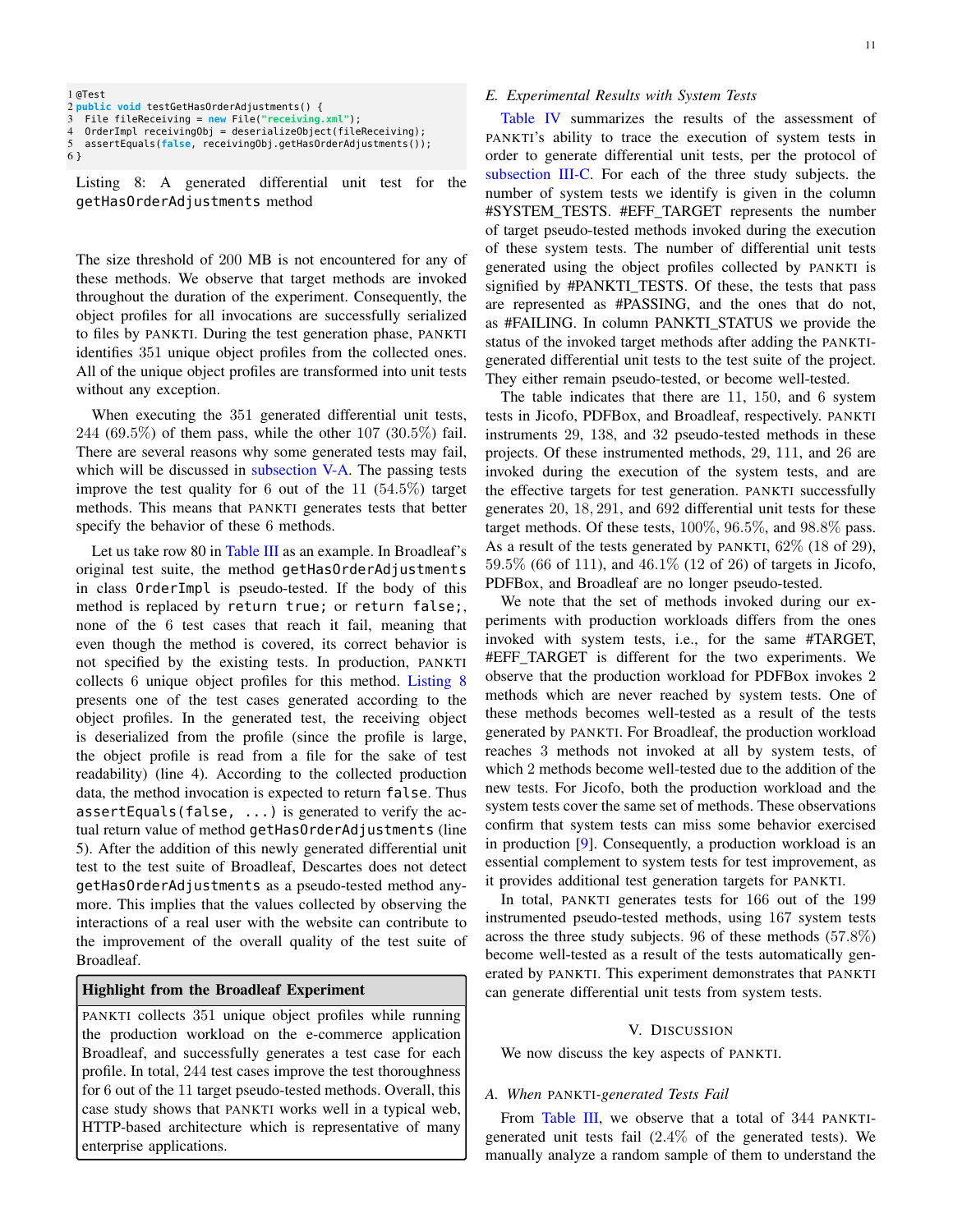```java
@Test
public void testGetHasOrderAdjustments() {
 File fileReceiving = new File("receiving.xml");
 OrderImpl receivingObj = deserializeObject(fileReceiving);
 assertEquals(false, receivingObj.getHasOrderAdjustments());
}
```

Listing 8: A generated differential unit test for the `getHasOrderAdjustments` method

The size threshold of 200 MB is not encountered for any of these methods. We observe that target methods are invoked throughout the duration of the experiment. Consequently, the object profiles for all invocations are successfully serialized to files by PANKTI. During the test generation phase, PANKTI identifies 351 unique object profiles from the collected ones. All of the unique object profiles are transformed into unit tests without any exception.

When executing the 351 generated differential unit tests, 244 (69.5%) of them pass, while the other 107 (30.5%) fail. There are several reasons why some generated tests may fail, which will be discussed in subsection V-A. The passing tests improve the test quality for 6 out of the 11 (54.5%) target methods. This means that PANKTI generates tests that better specify the behavior of these 6 methods.

Let us take row 80 in Table III as an example. In Broadleaf's original test suite, the method `getHasOrderAdjustments` in class `OrderImpl` is pseudo-tested. If the body of this method is replaced by `return true;` or `return false;`, none of the 6 test cases that reach it fail, meaning that even though the method is covered, its correct behavior is not specified by the existing tests. In production, PANKTI collects 6 unique object profiles for this method. Listing 8 presents one of the test cases generated according to the object profiles. In the generated test, the receiving object is deserialized from the profile (since the profile is large, the object profile is read from a file for the sake of test readability) (line 4). According to the collected production data, the method invocation is expected to return `false`. Thus `assertEquals(false, ...)` is generated to verify the actual return value of method `getHasOrderAdjustments` (line 5). After the addition of this newly generated differential unit test to the test suite of Broadleaf, Descartes does not detect `getHasOrderAdjustments` as a pseudo-tested method anymore. This implies that the values collected by observing the interactions of a real user with the website can contribute to the improvement of the overall quality of the test suite of Broadleaf.

> **Highlight from the Broadleaf Experiment**
>
> PANKTI collects 351 unique object profiles while running the production workload on the e-commerce application Broadleaf, and successfully generates a test case for each profile. In total, 244 test cases improve the test thoroughness for 6 out of the 11 target pseudo-tested methods. Overall, this case study shows that PANKTI works well in a typical web, HTTP-based architecture which is representative of many enterprise applications.

### E. Experimental Results with System Tests

Table IV summarizes the results of the assessment of PANKTI's ability to trace the execution of system tests in order to generate differential unit tests, per the protocol of subsection III-C. For each of the three study subjects. the number of system tests we identify is given in the column #SYSTEM_TESTS. #EFF_TARGET represents the number of target pseudo-tested methods invoked during the execution of these system tests. The number of differential unit tests generated using the object profiles collected by PANKTI is signified by #PANKTI_TESTS. Of these, the tests that pass are represented as #PASSING, and the ones that do not, as #FAILING. In column PANKTI_STATUS we provide the status of the invoked target methods after adding the PANKTI-generated differential unit tests to the test suite of the project. They either remain pseudo-tested, or become well-tested.

The table indicates that there are 11, 150, and 6 system tests in Jicofo, PDFBox, and Broadleaf, respectively. PANKTI instruments 29, 138, and 32 pseudo-tested methods in these projects. Of these instrumented methods, 29, 111, and 26 are invoked during the execution of the system tests, and are the effective targets for test generation. PANKTI successfully generates 20, 18, 291, and 692 differential unit tests for these target methods. Of these tests, 100%, 96.5%, and 98.8% pass. As a result of the tests generated by PANKTI, 62% (18 of 29), 59.5% (66 of 111), and 46.1% (12 of 26) of targets in Jicofo, PDFBox, and Broadleaf are no longer pseudo-tested.

We note that the set of methods invoked during our experiments with production workloads differs from the ones invoked with system tests, i.e., for the same #TARGET, #EFF_TARGET is different for the two experiments. We observe that the production workload for PDFBox invokes 2 methods which are never reached by system tests. One of these methods becomes well-tested as a result of the tests generated by PANKTI. For Broadleaf, the production workload reaches 3 methods not invoked at all by system tests, of which 2 methods become well-tested due to the addition of the new tests. For Jicofo, both the production workload and the system tests cover the same set of methods. These observations confirm that system tests can miss some behavior exercised in production [9]. Consequently, a production workload is an essential complement to system tests for test improvement, as it provides additional test generation targets for PANKTI.

In total, PANKTI generates tests for 166 out of the 199 instrumented pseudo-tested methods, using 167 system tests across the three study subjects. 96 of these methods (57.8%) become well-tested as a result of the tests automatically generated by PANKTI. This experiment demonstrates that PANKTI can generate differential unit tests from system tests.

## V. Discussion

We now discuss the key aspects of PANKTI.

### A. When PANKTI-generated Tests Fail

From Table III, we observe that a total of 344 PANKTI-generated unit tests fail (2.4% of the generated tests). We manually analyze a random sample of them to understand the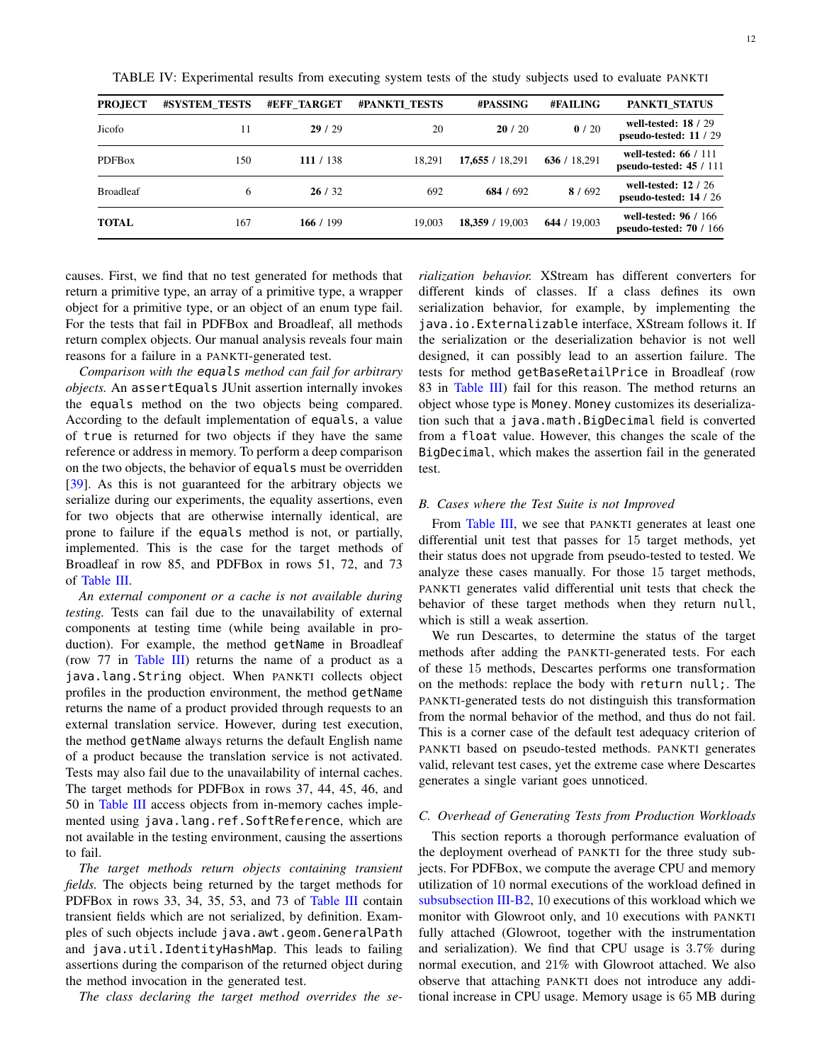TABLE IV: Experimental results from executing system tests of the study subjects used to evaluate PANKTI

| PROJECT | #SYSTEM_TESTS | #EFF_TARGET | #PANKTI_TESTS | #PASSING | #FAILING | PANKTI_STATUS |
|---|---|---|---|---|---|---|
| Jicofo | 11 | **29** / 29 | 20 | **20** / 20 | **0** / 20 | **well-tested: 18** / 29 **pseudo-tested: 11** / 29 |
| PDFBox | 150 | **111** / 138 | 18,291 | **17,655** / 18,291 | **636** / 18,291 | **well-tested: 66** / 111 **pseudo-tested: 45** / 111 |
| Broadleaf | 6 | **26** / 32 | 692 | **684** / 692 | **8** / 692 | **well-tested: 12** / 26 **pseudo-tested: 14** / 26 |
| **TOTAL** | 167 | **166** / 199 | 19,003 | **18,359** / 19,003 | **644** / 19,003 | **well-tested: 96** / 166 **pseudo-tested: 70** / 166 |

causes. First, we find that no test generated for methods that return a primitive type, an array of a primitive type, a wrapper object for a primitive type, or an object of an enum type fail. For the tests that fail in PDFBox and Broadleaf, all methods return complex objects. Our manual analysis reveals four main reasons for a failure in a PANKTI-generated test.

*Comparison with the `equals` method can fail for arbitrary objects.* An `assertEquals` JUnit assertion internally invokes the `equals` method on the two objects being compared. According to the default implementation of `equals`, a value of `true` is returned for two objects if they have the same reference or address in memory. To perform a deep comparison on the two objects, the behavior of `equals` must be overridden [39]. As this is not guaranteed for the arbitrary objects we serialize during our experiments, the equality assertions, even for two objects that are otherwise internally identical, are prone to failure if the `equals` method is not, or partially, implemented. This is the case for the target methods of Broadleaf in row 85, and PDFBox in rows 51, 72, and 73 of Table III.

*An external component or a cache is not available during testing.* Tests can fail due to the unavailability of external components at testing time (while being available in production). For example, the method `getName` in Broadleaf (row 77 in Table III) returns the name of a product as a `java.lang.String` object. When PANKTI collects object profiles in the production environment, the method `getName` returns the name of a product provided through requests to an external translation service. However, during test execution, the method `getName` always returns the default English name of a product because the translation service is not activated. Tests may also fail due to the unavailability of internal caches. The target methods for PDFBox in rows 37, 44, 45, 46, and 50 in Table III access objects from in-memory caches implemented using `java.lang.ref.SoftReference`, which are not available in the testing environment, causing the assertions to fail.

*The target methods return objects containing transient fields.* The objects being returned by the target methods for PDFBox in rows 33, 34, 35, 53, and 73 of Table III contain transient fields which are not serialized, by definition. Examples of such objects include `java.awt.geom.GeneralPath` and `java.util.IdentityHashMap`. This leads to failing assertions during the comparison of the returned object during the method invocation in the generated test.

*The class declaring the target method overrides the serialization behavior.* XStream has different converters for different kinds of classes. If a class defines its own serialization behavior, for example, by implementing the `java.io.Externalizable` interface, XStream follows it. If the serialization or the deserialization behavior is not well designed, it can possibly lead to an assertion failure. The tests for method `getBaseRetailPrice` in Broadleaf (row 83 in Table III) fail for this reason. The method returns an object whose type is `Money`. `Money` customizes its deserialization such that a `java.math.BigDecimal` field is converted from a `float` value. However, this changes the scale of the `BigDecimal`, which makes the assertion fail in the generated test.

### B. Cases where the Test Suite is not Improved

From Table III, we see that PANKTI generates at least one differential unit test that passes for 15 target methods, yet their status does not upgrade from pseudo-tested to tested. We analyze these cases manually. For those 15 target methods, PANKTI generates valid differential unit tests that check the behavior of these target methods when they return `null`, which is still a weak assertion.

We run Descartes, to determine the status of the target methods after adding the PANKTI-generated tests. For each of these 15 methods, Descartes performs one transformation on the methods: replace the body with `return null;`. The PANKTI-generated tests do not distinguish this transformation from the normal behavior of the method, and thus do not fail. This is a corner case of the default test adequacy criterion of PANKTI based on pseudo-tested methods. PANKTI generates valid, relevant test cases, yet the extreme case where Descartes generates a single variant goes unnoticed.

### C. Overhead of Generating Tests from Production Workloads

This section reports a thorough performance evaluation of the deployment overhead of PANKTI for the three study subjects. For PDFBox, we compute the average CPU and memory utilization of 10 normal executions of the workload defined in subsubsection III-B2, 10 executions of this workload which we monitor with Glowroot only, and 10 executions with PANKTI fully attached (Glowroot, together with the instrumentation and serialization). We find that CPU usage is 3.7% during normal execution, and 21% with Glowroot attached. We also observe that attaching PANKTI does not introduce any additional increase in CPU usage. Memory usage is 65 MB during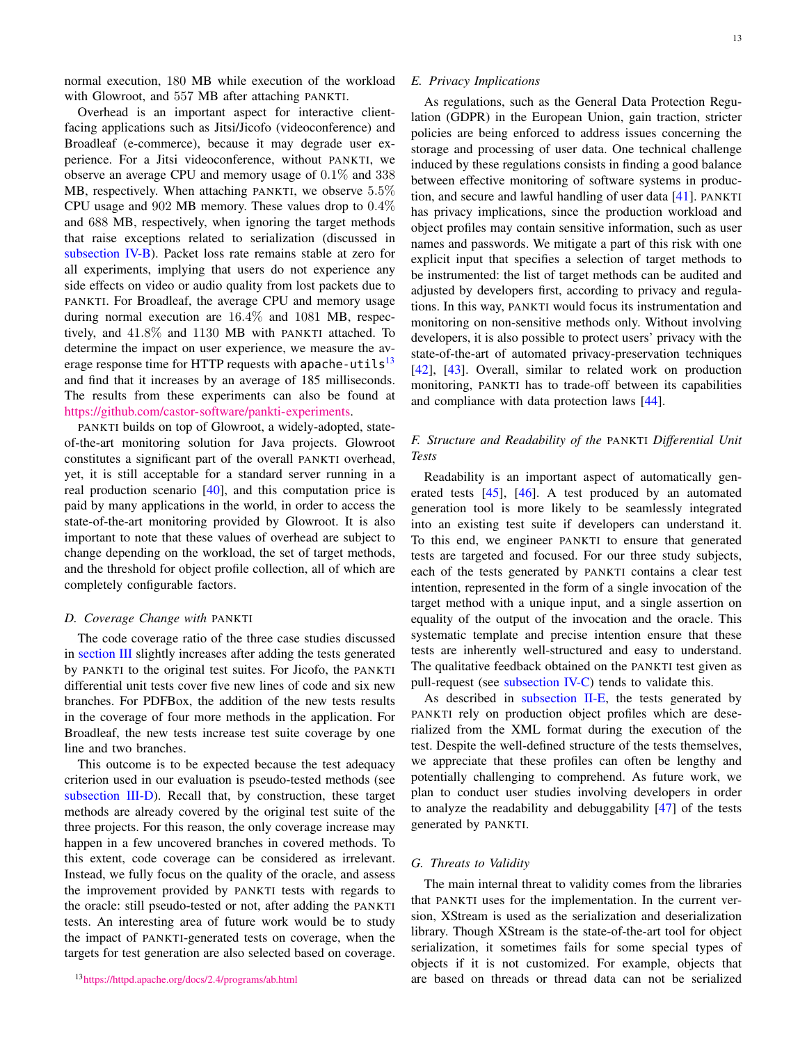normal execution, 180 MB while execution of the workload with Glowroot, and 557 MB after attaching PANKTI.

Overhead is an important aspect for interactive client-facing applications such as Jitsi/Jicofo (videoconference) and Broadleaf (e-commerce), because it may degrade user experience. For a Jitsi videoconference, without PANKTI, we observe an average CPU and memory usage of $0.1\%$ and 338 MB, respectively. When attaching PANKTI, we observe $5.5\%$ CPU usage and 902 MB memory. These values drop to $0.4\%$ and 688 MB, respectively, when ignoring the target methods that raise exceptions related to serialization (discussed in subsection IV-B). Packet loss rate remains stable at zero for all experiments, implying that users do not experience any side effects on video or audio quality from lost packets due to PANKTI. For Broadleaf, the average CPU and memory usage during normal execution are $16.4\%$ and 1081 MB, respectively, and $41.8\%$ and 1130 MB with PANKTI attached. To determine the impact on user experience, we measure the average response time for HTTP requests with `apache-utils`[13] and find that it increases by an average of 185 milliseconds. The results from these experiments can also be found at https://github.com/castor-software/pankti-experiments.

PANKTI builds on top of Glowroot, a widely-adopted, state-of-the-art monitoring solution for Java projects. Glowroot constitutes a significant part of the overall PANKTI overhead, yet, it is still acceptable for a standard server running in a real production scenario [40], and this computation price is paid by many applications in the world, in order to access the state-of-the-art monitoring provided by Glowroot. It is also important to note that these values of overhead are subject to change depending on the workload, the set of target methods, and the threshold for object profile collection, all of which are completely configurable factors.

### D. Coverage Change with PANKTI

The code coverage ratio of the three case studies discussed in section III slightly increases after adding the tests generated by PANKTI to the original test suites. For Jicofo, the PANKTI differential unit tests cover five new lines of code and six new branches. For PDFBox, the addition of the new tests results in the coverage of four more methods in the application. For Broadleaf, the new tests increase test suite coverage by one line and two branches.

This outcome is to be expected because the test adequacy criterion used in our evaluation is pseudo-tested methods (see subsection III-D). Recall that, by construction, these target methods are already covered by the original test suite of the three projects. For this reason, the only coverage increase may happen in a few uncovered branches in covered methods. To this extent, code coverage can be considered as irrelevant. Instead, we fully focus on the quality of the oracle, and assess the improvement provided by PANKTI tests with regards to the oracle: still pseudo-tested or not, after adding the PANKTI tests. An interesting area of future work would be to study the impact of PANKTI-generated tests on coverage, when the targets for test generation are also selected based on coverage.

[13] https://httpd.apache.org/docs/2.4/programs/ab.html

### E. Privacy Implications

As regulations, such as the General Data Protection Regulation (GDPR) in the European Union, gain traction, stricter policies are being enforced to address issues concerning the storage and processing of user data. One technical challenge induced by these regulations consists in finding a good balance between effective monitoring of software systems in production, and secure and lawful handling of user data [41]. PANKTI has privacy implications, since the production workload and object profiles may contain sensitive information, such as user names and passwords. We mitigate a part of this risk with one explicit input that specifies a selection of target methods to be instrumented: the list of target methods can be audited and adjusted by developers first, according to privacy and regulations. In this way, PANKTI would focus its instrumentation and monitoring on non-sensitive methods only. Without involving developers, it is also possible to protect users' privacy with the state-of-the-art of automated privacy-preservation techniques [42], [43]. Overall, similar to related work on production monitoring, PANKTI has to trade-off between its capabilities and compliance with data protection laws [44].

### F. Structure and Readability of the PANKTI Differential Unit Tests

Readability is an important aspect of automatically generated tests [45], [46]. A test produced by an automated generation tool is more likely to be seamlessly integrated into an existing test suite if developers can understand it. To this end, we engineer PANKTI to ensure that generated tests are targeted and focused. For our three study subjects, each of the tests generated by PANKTI contains a clear test intention, represented in the form of a single invocation of the target method with a unique input, and a single assertion on equality of the output of the invocation and the oracle. This systematic template and precise intention ensure that these tests are inherently well-structured and easy to understand. The qualitative feedback obtained on the PANKTI test given as pull-request (see subsection IV-C) tends to validate this.

As described in subsection II-E, the tests generated by PANKTI rely on production object profiles which are deserialized from the XML format during the execution of the test. Despite the well-defined structure of the tests themselves, we appreciate that these profiles can often be lengthy and potentially challenging to comprehend. As future work, we plan to conduct user studies involving developers in order to analyze the readability and debuggability [47] of the tests generated by PANKTI.

### G. Threats to Validity

The main internal threat to validity comes from the libraries that PANKTI uses for the implementation. In the current version, XStream is used as the serialization and deserialization library. Though XStream is the state-of-the-art tool for object serialization, it sometimes fails for some special types of objects if it is not customized. For example, objects that are based on threads or thread data can not be serialized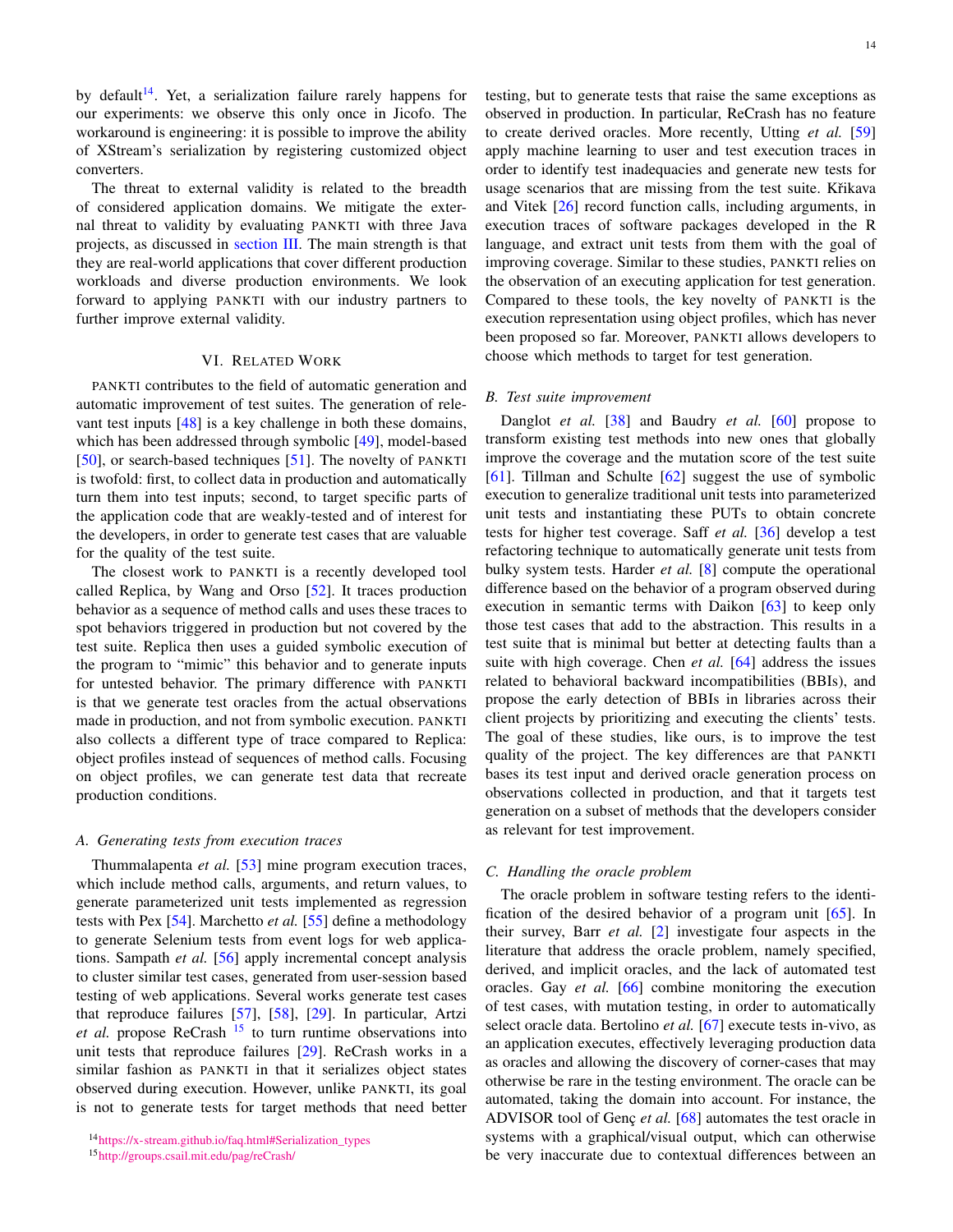by default[14]. Yet, a serialization failure rarely happens for our experiments: we observe this only once in Jicofo. The workaround is engineering: it is possible to improve the ability of XStream's serialization by registering customized object converters.

The threat to external validity is related to the breadth of considered application domains. We mitigate the external threat to validity by evaluating PANKTI with three Java projects, as discussed in section III. The main strength is that they are real-world applications that cover different production workloads and diverse production environments. We look forward to applying PANKTI with our industry partners to further improve external validity.

## VI. Related Work

PANKTI contributes to the field of automatic generation and automatic improvement of test suites. The generation of relevant test inputs [48] is a key challenge in both these domains, which has been addressed through symbolic [49], model-based [50], or search-based techniques [51]. The novelty of PANKTI is twofold: first, to collect data in production and automatically turn them into test inputs; second, to target specific parts of the application code that are weakly-tested and of interest for the developers, in order to generate test cases that are valuable for the quality of the test suite.

The closest work to PANKTI is a recently developed tool called Replica, by Wang and Orso [52]. It traces production behavior as a sequence of method calls and uses these traces to spot behaviors triggered in production but not covered by the test suite. Replica then uses a guided symbolic execution of the program to "mimic" this behavior and to generate inputs for untested behavior. The primary difference with PANKTI is that we generate test oracles from the actual observations made in production, and not from symbolic execution. PANKTI also collects a different type of trace compared to Replica: object profiles instead of sequences of method calls. Focusing on object profiles, we can generate test data that recreate production conditions.

### A. Generating tests from execution traces

Thummalapenta *et al.* [53] mine program execution traces, which include method calls, arguments, and return values, to generate parameterized unit tests implemented as regression tests with Pex [54]. Marchetto *et al.* [55] define a methodology to generate Selenium tests from event logs for web applications. Sampath *et al.* [56] apply incremental concept analysis to cluster similar test cases, generated from user-session based testing of web applications. Several works generate test cases that reproduce failures [57], [58], [29]. In particular, Artzi *et al.* propose ReCrash [15] to turn runtime observations into unit tests that reproduce failures [29]. ReCrash works in a similar fashion as PANKTI in that it serializes object states observed during execution. However, unlike PANKTI, its goal is not to generate tests for target methods that need better testing, but to generate tests that raise the same exceptions as observed in production. In particular, ReCrash has no feature to create derived oracles. More recently, Utting *et al.* [59] apply machine learning to user and test execution traces in order to identify test inadequacies and generate new tests for usage scenarios that are missing from the test suite. Křikava and Vitek [26] record function calls, including arguments, in execution traces of software packages developed in the R language, and extract unit tests from them with the goal of improving coverage. Similar to these studies, PANKTI relies on the observation of an executing application for test generation. Compared to these tools, the key novelty of PANKTI is the execution representation using object profiles, which has never been proposed so far. Moreover, PANKTI allows developers to choose which methods to target for test generation.

### B. Test suite improvement

Danglot *et al.* [38] and Baudry *et al.* [60] propose to transform existing test methods into new ones that globally improve the coverage and the mutation score of the test suite [61]. Tillman and Schulte [62] suggest the use of symbolic execution to generalize traditional unit tests into parameterized unit tests and instantiating these PUTs to obtain concrete tests for higher test coverage. Saff *et al.* [36] develop a test refactoring technique to automatically generate unit tests from bulky system tests. Harder *et al.* [8] compute the operational difference based on the behavior of a program observed during execution in semantic terms with Daikon [63] to keep only those test cases that add to the abstraction. This results in a test suite that is minimal but better at detecting faults than a suite with high coverage. Chen *et al.* [64] address the issues related to behavioral backward incompatibilities (BBIs), and propose the early detection of BBIs in libraries across their client projects by prioritizing and executing the clients' tests. The goal of these studies, like ours, is to improve the test quality of the project. The key differences are that PANKTI bases its test input and derived oracle generation process on observations collected in production, and that it targets test generation on a subset of methods that the developers consider as relevant for test improvement.

### C. Handling the oracle problem

The oracle problem in software testing refers to the identification of the desired behavior of a program unit [65]. In their survey, Barr *et al.* [2] investigate four aspects in the literature that address the oracle problem, namely specified, derived, and implicit oracles, and the lack of automated test oracles. Gay *et al.* [66] combine monitoring the execution of test cases, with mutation testing, in order to automatically select oracle data. Bertolino *et al.* [67] execute tests in-vivo, as an application executes, effectively leveraging production data as oracles and allowing the discovery of corner-cases that may otherwise be rare in the testing environment. The oracle can be automated, taking the domain into account. For instance, the ADVISOR tool of Genç *et al.* [68] automates the test oracle in systems with a graphical/visual output, which can otherwise be very inaccurate due to contextual differences between an

[14] https://x-stream.github.io/faq.html#Serialization_types

[15] http://groups.csail.mit.edu/pag/reCrash/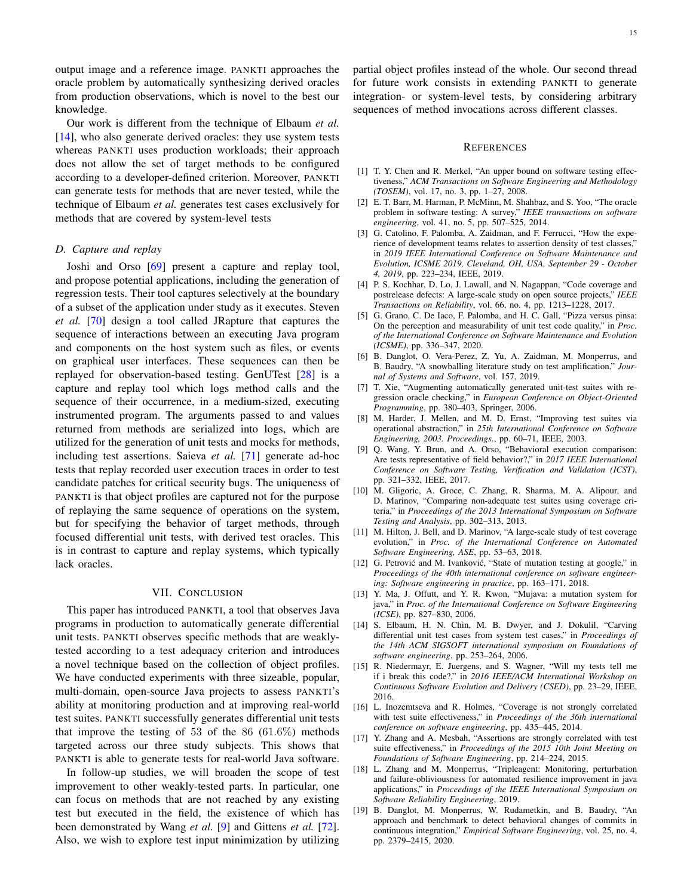output image and a reference image. PANKTI approaches the oracle problem by automatically synthesizing derived oracles from production observations, which is novel to the best our knowledge.

Our work is different from the technique of Elbaum *et al.* [14], who also generate derived oracles: they use system tests whereas PANKTI uses production workloads; their approach does not allow the set of target methods to be configured according to a developer-defined criterion. Moreover, PANKTI can generate tests for methods that are never tested, while the technique of Elbaum *et al.* generates test cases exclusively for methods that are covered by system-level tests

### *D. Capture and replay*

Joshi and Orso [69] present a capture and replay tool, and propose potential applications, including the generation of regression tests. Their tool captures selectively at the boundary of a subset of the application under study as it executes. Steven *et al.* [70] design a tool called JRapture that captures the sequence of interactions between an executing Java program and components on the host system such as files, or events on graphical user interfaces. These sequences can then be replayed for observation-based testing. GenUTest [28] is a capture and replay tool which logs method calls and the sequence of their occurrence, in a medium-sized, executing instrumented program. The arguments passed to and values returned from methods are serialized into logs, which are utilized for the generation of unit tests and mocks for methods, including test assertions. Saieva *et al.* [71] generate ad-hoc tests that replay recorded user execution traces in order to test candidate patches for critical security bugs. The uniqueness of PANKTI is that object profiles are captured not for the purpose of replaying the same sequence of operations on the system, but for specifying the behavior of target methods, through focused differential unit tests, with derived test oracles. This is in contrast to capture and replay systems, which typically lack oracles.

## VII. Conclusion

This paper has introduced PANKTI, a tool that observes Java programs in production to automatically generate differential unit tests. PANKTI observes specific methods that are weakly-tested according to a test adequacy criterion and introduces a novel technique based on the collection of object profiles. We have conducted experiments with three sizeable, popular, multi-domain, open-source Java projects to assess PANKTI's ability at monitoring production and at improving real-world test suites. PANKTI successfully generates differential unit tests that improve the testing of 53 of the 86 (61.6%) methods targeted across our three study subjects. This shows that PANKTI is able to generate tests for real-world Java software.

In follow-up studies, we will broaden the scope of test improvement to other weakly-tested parts. In particular, one can focus on methods that are not reached by any existing test but executed in the field, the existence of which has been demonstrated by Wang *et al.* [9] and Gittens *et al.* [72]. Also, we wish to explore test input minimization by utilizing partial object profiles instead of the whole. Our second thread for future work consists in extending PANKTI to generate integration- or system-level tests, by considering arbitrary sequences of method invocations across different classes.

## References

[1] T. Y. Chen and R. Merkel, "An upper bound on software testing effectiveness," *ACM Transactions on Software Engineering and Methodology (TOSEM)*, vol. 17, no. 3, pp. 1–27, 2008.

[2] E. T. Barr, M. Harman, P. McMinn, M. Shahbaz, and S. Yoo, "The oracle problem in software testing: A survey," *IEEE transactions on software engineering*, vol. 41, no. 5, pp. 507–525, 2014.

[3] G. Catolino, F. Palomba, A. Zaidman, and F. Ferrucci, "How the experience of development teams relates to assertion density of test classes," in *2019 IEEE International Conference on Software Maintenance and Evolution, ICSME 2019, Cleveland, OH, USA, September 29 - October 4, 2019*, pp. 223–234, IEEE, 2019.

[4] P. S. Kochhar, D. Lo, J. Lawall, and N. Nagappan, "Code coverage and postrelease defects: A large-scale study on open source projects," *IEEE Transactions on Reliability*, vol. 66, no. 4, pp. 1213–1228, 2017.

[5] G. Grano, C. De Iaco, F. Palomba, and H. C. Gall, "Pizza versus pinsa: On the perception and measurability of unit test code quality," in *Proc. of the International Conference on Software Maintenance and Evolution (ICSME)*, pp. 336–347, 2020.

[6] B. Danglot, O. Vera-Perez, Z. Yu, A. Zaidman, M. Monperrus, and B. Baudry, "A snowballing literature study on test amplification," *Journal of Systems and Software*, vol. 157, 2019.

[7] T. Xie, "Augmenting automatically generated unit-test suites with regression oracle checking," in *European Conference on Object-Oriented Programming*, pp. 380–403, Springer, 2006.

[8] M. Harder, J. Mellen, and M. D. Ernst, "Improving test suites via operational abstraction," in *25th International Conference on Software Engineering, 2003. Proceedings.*, pp. 60–71, IEEE, 2003.

[9] Q. Wang, Y. Brun, and A. Orso, "Behavioral execution comparison: Are tests representative of field behavior?," in *2017 IEEE International Conference on Software Testing, Verification and Validation (ICST)*, pp. 321–332, IEEE, 2017.

[10] M. Gligoric, A. Groce, C. Zhang, R. Sharma, M. A. Alipour, and D. Marinov, "Comparing non-adequate test suites using coverage criteria," in *Proceedings of the 2013 International Symposium on Software Testing and Analysis*, pp. 302–313, 2013.

[11] M. Hilton, J. Bell, and D. Marinov, "A large-scale study of test coverage evolution," in *Proc. of the International Conference on Automated Software Engineering, ASE*, pp. 53–63, 2018.

[12] G. Petrović and M. Ivanković, "State of mutation testing at google," in *Proceedings of the 40th international conference on software engineering: Software engineering in practice*, pp. 163–171, 2018.

[13] Y. Ma, J. Offutt, and Y. R. Kwon, "Mujava: a mutation system for java," in *Proc. of the International Conference on Software Engineering (ICSE)*, pp. 827–830, 2006.

[14] S. Elbaum, H. N. Chin, M. B. Dwyer, and J. Dokulil, "Carving differential unit test cases from system test cases," in *Proceedings of the 14th ACM SIGSOFT international symposium on Foundations of software engineering*, pp. 253–264, 2006.

[15] R. Niedermayr, E. Juergens, and S. Wagner, "Will my tests tell me if i break this code?," in *2016 IEEE/ACM International Workshop on Continuous Software Evolution and Delivery (CSED)*, pp. 23–29, IEEE, 2016.

[16] L. Inozemtseva and R. Holmes, "Coverage is not strongly correlated with test suite effectiveness," in *Proceedings of the 36th international conference on software engineering*, pp. 435–445, 2014.

[17] Y. Zhang and A. Mesbah, "Assertions are strongly correlated with test suite effectiveness," in *Proceedings of the 2015 10th Joint Meeting on Foundations of Software Engineering*, pp. 214–224, 2015.

[18] L. Zhang and M. Monperrus, "Tripleagent: Monitoring, perturbation and failure-obliviousness for automated resilience improvement in java applications," in *Proceedings of the IEEE International Symposium on Software Reliability Engineering*, 2019.

[19] B. Danglot, M. Monperrus, W. Rudametkin, and B. Baudry, "An approach and benchmark to detect behavioral changes of commits in continuous integration," *Empirical Software Engineering*, vol. 25, no. 4, pp. 2379–2415, 2020.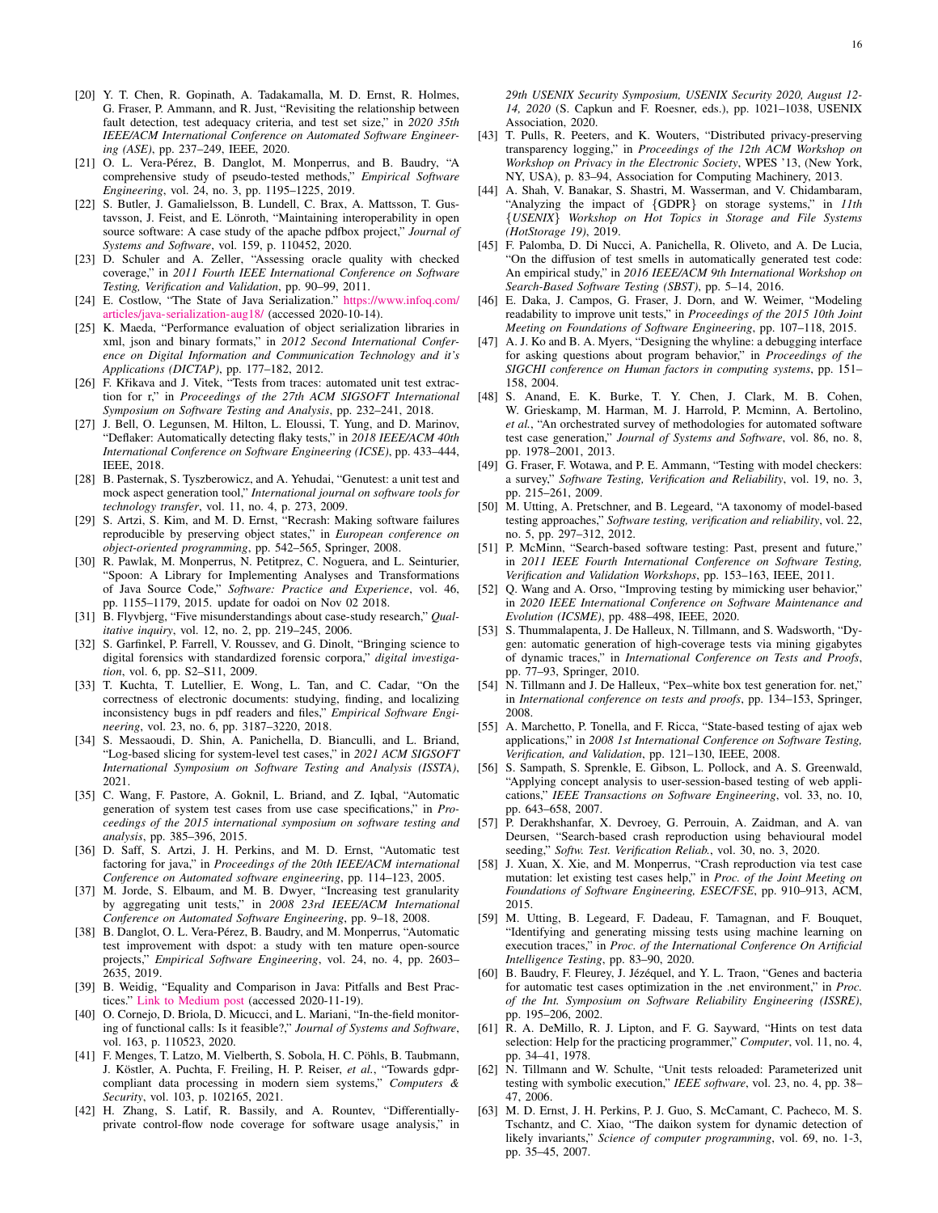[20] Y. T. Chen, R. Gopinath, A. Tadakamalla, M. D. Ernst, R. Holmes, G. Fraser, P. Ammann, and R. Just, "Revisiting the relationship between fault detection, test adequacy criteria, and test set size," in *2020 35th IEEE/ACM International Conference on Automated Software Engineering (ASE)*, pp. 237–249, IEEE, 2020.

[21] O. L. Vera-Pérez, B. Danglot, M. Monperrus, and B. Baudry, "A comprehensive study of pseudo-tested methods," *Empirical Software Engineering*, vol. 24, no. 3, pp. 1195–1225, 2019.

[22] S. Butler, J. Gamalielsson, B. Lundell, C. Brax, A. Mattsson, T. Gustavsson, J. Feist, and E. Lönroth, "Maintaining interoperability in open source software: A case study of the apache pdfbox project," *Journal of Systems and Software*, vol. 159, p. 110452, 2020.

[23] D. Schuler and A. Zeller, "Assessing oracle quality with checked coverage," in *2011 Fourth IEEE International Conference on Software Testing, Verification and Validation*, pp. 90–99, 2011.

[24] E. Costlow, "The State of Java Serialization." https://www.infoq.com/articles/java-serialization-aug18/ (accessed 2020-10-14).

[25] K. Maeda, "Performance evaluation of object serialization libraries in xml, json and binary formats," in *2012 Second International Conference on Digital Information and Communication Technology and it's Applications (DICTAP)*, pp. 177–182, 2012.

[26] F. Křikava and J. Vitek, "Tests from traces: automated unit test extraction for r," in *Proceedings of the 27th ACM SIGSOFT International Symposium on Software Testing and Analysis*, pp. 232–241, 2018.

[27] J. Bell, O. Legunsen, M. Hilton, L. Eloussi, T. Yung, and D. Marinov, "Deflaker: Automatically detecting flaky tests," in *2018 IEEE/ACM 40th International Conference on Software Engineering (ICSE)*, pp. 433–444, IEEE, 2018.

[28] B. Pasternak, S. Tyszberowicz, and A. Yehudai, "Genutest: a unit test and mock aspect generation tool," *International journal on software tools for technology transfer*, vol. 11, no. 4, p. 273, 2009.

[29] S. Artzi, S. Kim, and M. D. Ernst, "Recrash: Making software failures reproducible by preserving object states," in *European conference on object-oriented programming*, pp. 542–565, Springer, 2008.

[30] R. Pawlak, M. Monperrus, N. Petitprez, C. Noguera, and L. Seinturier, "Spoon: A Library for Implementing Analyses and Transformations of Java Source Code," *Software: Practice and Experience*, vol. 46, pp. 1155–1179, 2015. update for oadoi on Nov 02 2018.

[31] B. Flyvbjerg, "Five misunderstandings about case-study research," *Qualitative inquiry*, vol. 12, no. 2, pp. 219–245, 2006.

[32] S. Garfinkel, P. Farrell, V. Roussev, and G. Dinolt, "Bringing science to digital forensics with standardized forensic corpora," *digital investigation*, vol. 6, pp. S2–S11, 2009.

[33] T. Kuchta, T. Lutellier, E. Wong, L. Tan, and C. Cadar, "On the correctness of electronic documents: studying, finding, and localizing inconsistency bugs in pdf readers and files," *Empirical Software Engineering*, vol. 23, no. 6, pp. 3187–3220, 2018.

[34] S. Messaoudi, D. Shin, A. Panichella, D. Bianculli, and L. Briand, "Log-based slicing for system-level test cases," in *2021 ACM SIGSOFT International Symposium on Software Testing and Analysis (ISSTA)*, 2021.

[35] C. Wang, F. Pastore, A. Goknil, L. Briand, and Z. Iqbal, "Automatic generation of system test cases from use case specifications," in *Proceedings of the 2015 international symposium on software testing and analysis*, pp. 385–396, 2015.

[36] D. Saff, S. Artzi, J. H. Perkins, and M. D. Ernst, "Automatic test factoring for java," in *Proceedings of the 20th IEEE/ACM international Conference on Automated software engineering*, pp. 114–123, 2005.

[37] M. Jorde, S. Elbaum, and M. B. Dwyer, "Increasing test granularity by aggregating unit tests," in *2008 23rd IEEE/ACM International Conference on Automated Software Engineering*, pp. 9–18, 2008.

[38] B. Danglot, O. L. Vera-Pérez, B. Baudry, and M. Monperrus, "Automatic test improvement with dspot: a study with ten mature open-source projects," *Empirical Software Engineering*, vol. 24, no. 4, pp. 2603–2635, 2019.

[39] B. Weidig, "Equality and Comparison in Java: Pitfalls and Best Practices." Link to Medium post (accessed 2020-11-19).

[40] O. Cornejo, D. Briola, D. Micucci, and L. Mariani, "In-the-field monitoring of functional calls: Is it feasible?," *Journal of Systems and Software*, vol. 163, p. 110523, 2020.

[41] F. Menges, T. Latzo, M. Vielberth, S. Sobola, H. C. Pöhls, B. Taubmann, J. Köstler, A. Puchta, F. Freiling, H. P. Reiser, *et al.*, "Towards gdpr-compliant data processing in modern siem systems," *Computers & Security*, vol. 103, p. 102165, 2021.

[42] H. Zhang, S. Latif, R. Bassily, and A. Rountev, "Differentially-private control-flow node coverage for software usage analysis," in *29th USENIX Security Symposium, USENIX Security 2020, August 12-14, 2020* (S. Capkun and F. Roesner, eds.), pp. 1021–1038, USENIX Association, 2020.

[43] T. Pulls, R. Peeters, and K. Wouters, "Distributed privacy-preserving transparency logging," in *Proceedings of the 12th ACM Workshop on Workshop on Privacy in the Electronic Society*, WPES '13, (New York, NY, USA), p. 83–94, Association for Computing Machinery, 2013.

[44] A. Shah, V. Banakar, S. Shastri, M. Wasserman, and V. Chidambaram, "Analyzing the impact of {GDPR} on storage systems," in *11th {USENIX} Workshop on Hot Topics in Storage and File Systems (HotStorage 19)*, 2019.

[45] F. Palomba, D. Di Nucci, A. Panichella, R. Oliveto, and A. De Lucia, "On the diffusion of test smells in automatically generated test code: An empirical study," in *2016 IEEE/ACM 9th International Workshop on Search-Based Software Testing (SBST)*, pp. 5–14, 2016.

[46] E. Daka, J. Campos, G. Fraser, J. Dorn, and W. Weimer, "Modeling readability to improve unit tests," in *Proceedings of the 2015 10th Joint Meeting on Foundations of Software Engineering*, pp. 107–118, 2015.

[47] A. J. Ko and B. A. Myers, "Designing the whyline: a debugging interface for asking questions about program behavior," in *Proceedings of the SIGCHI conference on Human factors in computing systems*, pp. 151–158, 2004.

[48] S. Anand, E. K. Burke, T. Y. Chen, J. Clark, M. B. Cohen, W. Grieskamp, M. Harman, M. J. Harrold, P. Mcminn, A. Bertolino, *et al.*, "An orchestrated survey of methodologies for automated software test case generation," *Journal of Systems and Software*, vol. 86, no. 8, pp. 1978–2001, 2013.

[49] G. Fraser, F. Wotawa, and P. E. Ammann, "Testing with model checkers: a survey," *Software Testing, Verification and Reliability*, vol. 19, no. 3, pp. 215–261, 2009.

[50] M. Utting, A. Pretschner, and B. Legeard, "A taxonomy of model-based testing approaches," *Software testing, verification and reliability*, vol. 22, no. 5, pp. 297–312, 2012.

[51] P. McMinn, "Search-based software testing: Past, present and future," in *2011 IEEE Fourth International Conference on Software Testing, Verification and Validation Workshops*, pp. 153–163, IEEE, 2011.

[52] Q. Wang and A. Orso, "Improving testing by mimicking user behavior," in *2020 IEEE International Conference on Software Maintenance and Evolution (ICSME)*, pp. 488–498, IEEE, 2020.

[53] S. Thummalapenta, J. De Halleux, N. Tillmann, and S. Wadsworth, "Dygen: automatic generation of high-coverage tests via mining gigabytes of dynamic traces," in *International Conference on Tests and Proofs*, pp. 77–93, Springer, 2010.

[54] N. Tillmann and J. De Halleux, "Pex–white box test generation for. net," in *International conference on tests and proofs*, pp. 134–153, Springer, 2008.

[55] A. Marchetto, P. Tonella, and F. Ricca, "State-based testing of ajax web applications," in *2008 1st International Conference on Software Testing, Verification, and Validation*, pp. 121–130, IEEE, 2008.

[56] S. Sampath, S. Sprenkle, E. Gibson, L. Pollock, and A. S. Greenwald, "Applying concept analysis to user-session-based testing of web applications," *IEEE Transactions on Software Engineering*, vol. 33, no. 10, pp. 643–658, 2007.

[57] P. Derakhshanfar, X. Devroey, G. Perrouin, A. Zaidman, and A. van Deursen, "Search-based crash reproduction using behavioural model seeding," *Softw. Test. Verification Reliab.*, vol. 30, no. 3, 2020.

[58] J. Xuan, X. Xie, and M. Monperrus, "Crash reproduction via test case mutation: let existing test cases help," in *Proc. of the Joint Meeting on Foundations of Software Engineering, ESEC/FSE*, pp. 910–913, ACM, 2015.

[59] M. Utting, B. Legeard, F. Dadeau, F. Tamagnan, and F. Bouquet, "Identifying and generating missing tests using machine learning on execution traces," in *Proc. of the International Conference On Artificial Intelligence Testing*, pp. 83–90, 2020.

[60] B. Baudry, F. Fleurey, J. Jézéquel, and Y. L. Traon, "Genes and bacteria for automatic test cases optimization in the .net environment," in *Proc. of the Int. Symposium on Software Reliability Engineering (ISSRE)*, pp. 195–206, 2002.

[61] R. A. DeMillo, R. J. Lipton, and F. G. Sayward, "Hints on test data selection: Help for the practicing programmer," *Computer*, vol. 11, no. 4, pp. 34–41, 1978.

[62] N. Tillmann and W. Schulte, "Unit tests reloaded: Parameterized unit testing with symbolic execution," *IEEE software*, vol. 23, no. 4, pp. 38–47, 2006.

[63] M. D. Ernst, J. H. Perkins, P. J. Guo, S. McCamant, C. Pacheco, M. S. Tschantz, and C. Xiao, "The daikon system for dynamic detection of likely invariants," *Science of computer programming*, vol. 69, no. 1-3, pp. 35–45, 2007.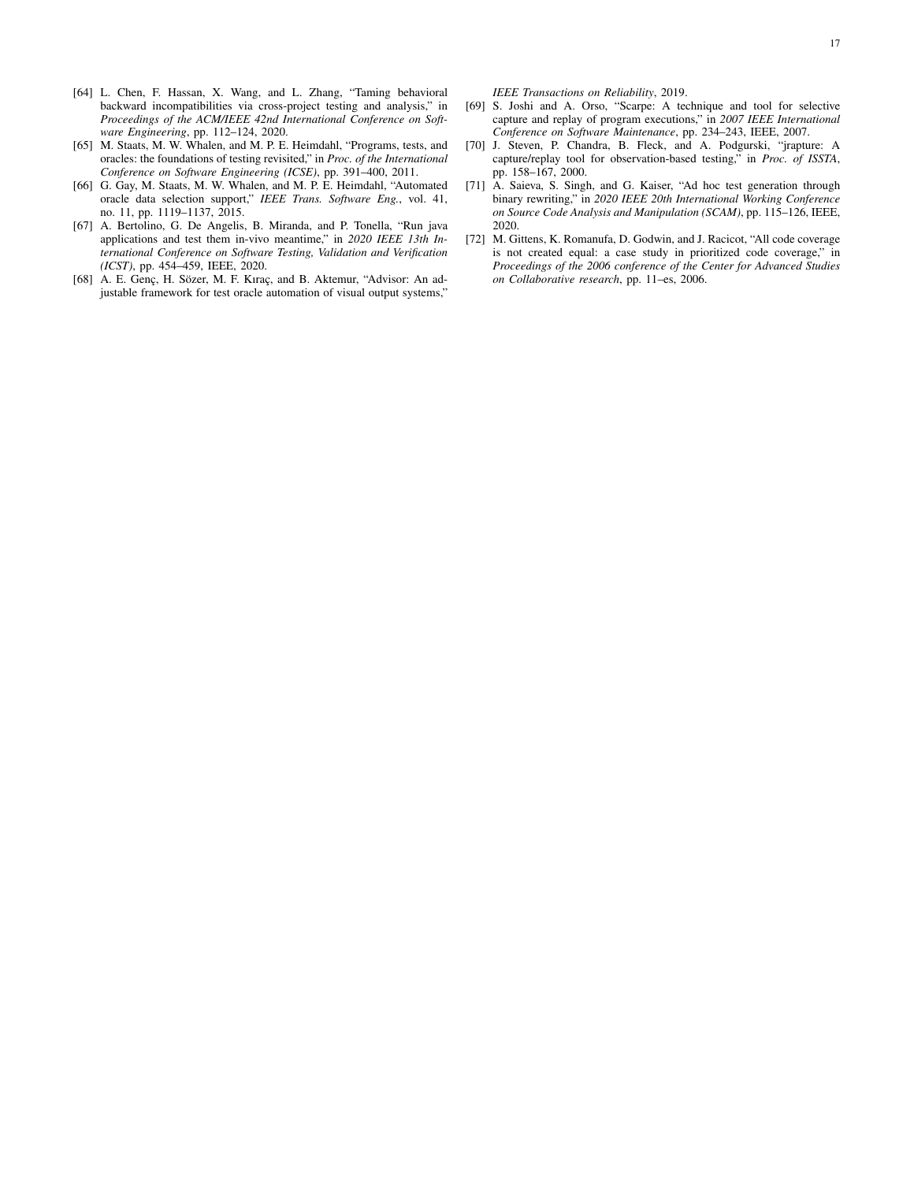[64] L. Chen, F. Hassan, X. Wang, and L. Zhang, "Taming behavioral backward incompatibilities via cross-project testing and analysis," in *Proceedings of the ACM/IEEE 42nd International Conference on Software Engineering*, pp. 112–124, 2020.

[65] M. Staats, M. W. Whalen, and M. P. E. Heimdahl, "Programs, tests, and oracles: the foundations of testing revisited," in *Proc. of the International Conference on Software Engineering (ICSE)*, pp. 391–400, 2011.

[66] G. Gay, M. Staats, M. W. Whalen, and M. P. E. Heimdahl, "Automated oracle data selection support," *IEEE Trans. Software Eng.*, vol. 41, no. 11, pp. 1119–1137, 2015.

[67] A. Bertolino, G. De Angelis, B. Miranda, and P. Tonella, "Run java applications and test them in-vivo meantime," in *2020 IEEE 13th International Conference on Software Testing, Validation and Verification (ICST)*, pp. 454–459, IEEE, 2020.

[68] A. E. Genç, H. Sözer, M. F. Kıraç, and B. Aktemur, "Advisor: An adjustable framework for test oracle automation of visual output systems," *IEEE Transactions on Reliability*, 2019.

[69] S. Joshi and A. Orso, "Scarpe: A technique and tool for selective capture and replay of program executions," in *2007 IEEE International Conference on Software Maintenance*, pp. 234–243, IEEE, 2007.

[70] J. Steven, P. Chandra, B. Fleck, and A. Podgurski, "jrapture: A capture/replay tool for observation-based testing," in *Proc. of ISSTA*, pp. 158–167, 2000.

[71] A. Saieva, S. Singh, and G. Kaiser, "Ad hoc test generation through binary rewriting," in *2020 IEEE 20th International Working Conference on Source Code Analysis and Manipulation (SCAM)*, pp. 115–126, IEEE, 2020.

[72] M. Gittens, K. Romanufa, D. Godwin, and J. Racicot, "All code coverage is not created equal: a case study in prioritized code coverage," in *Proceedings of the 2006 conference of the Center for Advanced Studies on Collaborative research*, pp. 11–es, 2006.